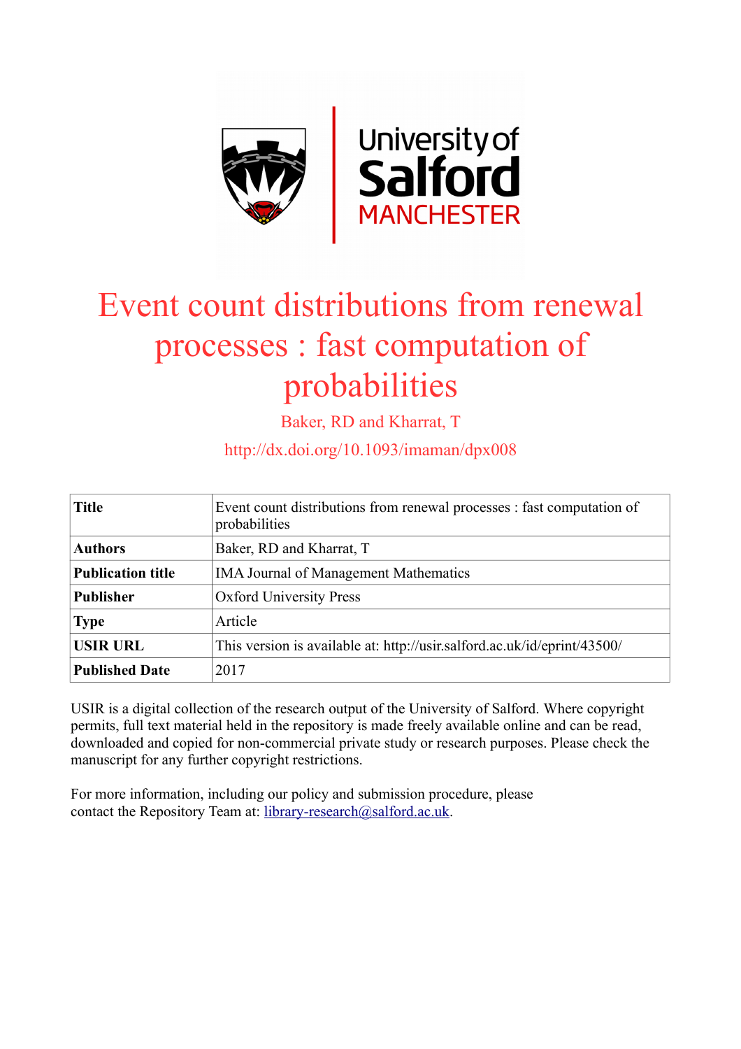# Event count distributions from renewal processes : fast computation of probabilities

Baker, RD and Kharrat, T

http://dx.doi.org/10.1093/imaman/dpx008

| **Title** | Event count distributions from renewal processes : fast computation of probabilities |
|---|---|
| **Authors** | Baker, RD and Kharrat, T |
| **Publication title** | IMA Journal of Management Mathematics |
| **Publisher** | Oxford University Press |
| **Type** | Article |
| **USIR URL** | This version is available at: http://usir.salford.ac.uk/id/eprint/43500/ |
| **Published Date** | 2017 |

USIR is a digital collection of the research output of the University of Salford. Where copyright permits, full text material held in the repository is made freely available online and can be read, downloaded and copied for non-commercial private study or research purposes. Please check the manuscript for any further copyright restrictions.

For more information, including our policy and submission procedure, please contact the Repository Team at: library-research@salford.ac.uk.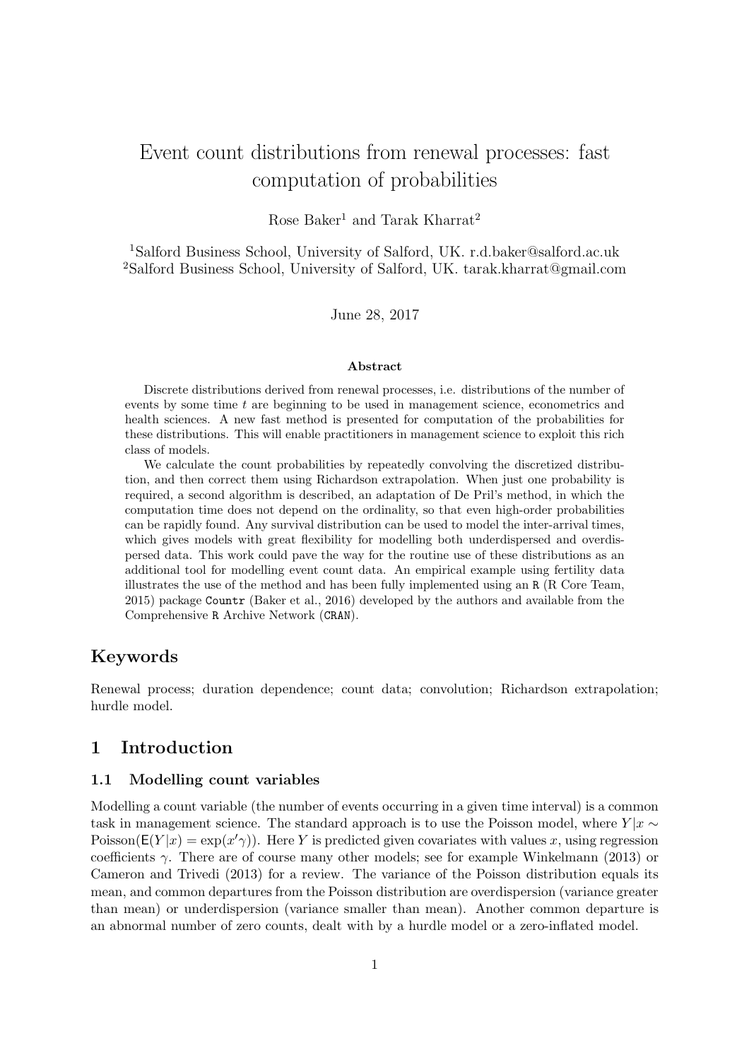# Event count distributions from renewal processes: fast computation of probabilities

Rose Baker[1] and Tarak Kharrat[2]

[1]Salford Business School, University of Salford, UK. r.d.baker@salford.ac.uk
[2]Salford Business School, University of Salford, UK. tarak.kharrat@gmail.com

June 28, 2017

#### Abstract

Discrete distributions derived from renewal processes, i.e. distributions of the number of events by some time $t$ are beginning to be used in management science, econometrics and health sciences. A new fast method is presented for computation of the probabilities for these distributions. This will enable practitioners in management science to exploit this rich class of models.

We calculate the count probabilities by repeatedly convolving the discretized distribution, and then correct them using Richardson extrapolation. When just one probability is required, a second algorithm is described, an adaptation of De Pril's method, in which the computation time does not depend on the ordinality, so that even high-order probabilities can be rapidly found. Any survival distribution can be used to model the inter-arrival times, which gives models with great flexibility for modelling both underdispersed and overdispersed data. This work could pave the way for the routine use of these distributions as an additional tool for modelling event count data. An empirical example using fertility data illustrates the use of the method and has been fully implemented using an `R` (R Core Team, 2015) package `Countr` (Baker et al., 2016) developed by the authors and available from the Comprehensive `R` Archive Network (`CRAN`).

## Keywords

Renewal process; duration dependence; count data; convolution; Richardson extrapolation; hurdle model.

## 1 Introduction

### 1.1 Modelling count variables

Modelling a count variable (the number of events occurring in a given time interval) is a common task in management science. The standard approach is to use the Poisson model, where $Y|x \sim \text{Poisson}(\mathsf{E}(Y|x) = \exp(x'\gamma))$. Here $Y$ is predicted given covariates with values $x$, using regression coefficients $\gamma$. There are of course many other models; see for example Winkelmann (2013) or Cameron and Trivedi (2013) for a review. The variance of the Poisson distribution equals its mean, and common departures from the Poisson distribution are overdispersion (variance greater than mean) or underdispersion (variance smaller than mean). Another common departure is an abnormal number of zero counts, dealt with by a hurdle model or a zero-inflated model.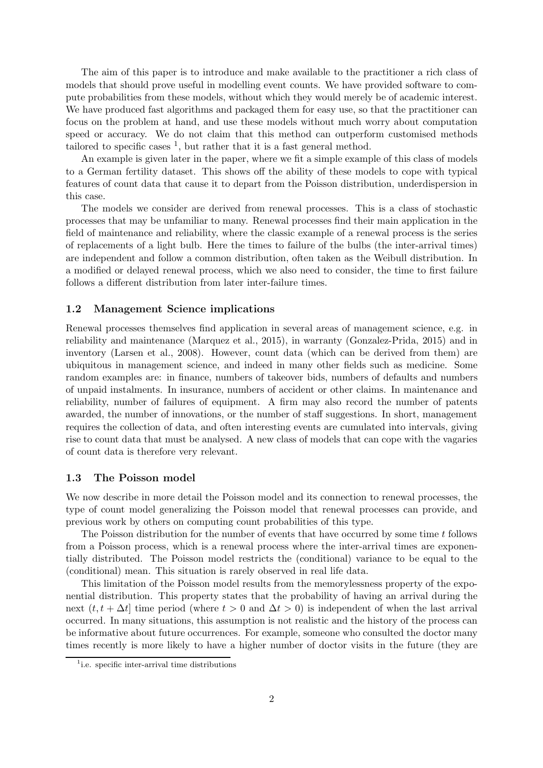The aim of this paper is to introduce and make available to the practitioner a rich class of models that should prove useful in modelling event counts. We have provided software to compute probabilities from these models, without which they would merely be of academic interest. We have produced fast algorithms and packaged them for easy use, so that the practitioner can focus on the problem at hand, and use these models without much worry about computation speed or accuracy. We do not claim that this method can outperform customised methods tailored to specific cases [1], but rather that it is a fast general method.

An example is given later in the paper, where we fit a simple example of this class of models to a German fertility dataset. This shows off the ability of these models to cope with typical features of count data that cause it to depart from the Poisson distribution, underdispersion in this case.

The models we consider are derived from renewal processes. This is a class of stochastic processes that may be unfamiliar to many. Renewal processes find their main application in the field of maintenance and reliability, where the classic example of a renewal process is the series of replacements of a light bulb. Here the times to failure of the bulbs (the inter-arrival times) are independent and follow a common distribution, often taken as the Weibull distribution. In a modified or delayed renewal process, which we also need to consider, the time to first failure follows a different distribution from later inter-failure times.

### 1.2 Management Science implications

Renewal processes themselves find application in several areas of management science, e.g. in reliability and maintenance (Marquez et al., 2015), in warranty (Gonzalez-Prida, 2015) and in inventory (Larsen et al., 2008). However, count data (which can be derived from them) are ubiquitous in management science, and indeed in many other fields such as medicine. Some random examples are: in finance, numbers of takeover bids, numbers of defaults and numbers of unpaid instalments. In insurance, numbers of accident or other claims. In maintenance and reliability, number of failures of equipment. A firm may also record the number of patents awarded, the number of innovations, or the number of staff suggestions. In short, management requires the collection of data, and often interesting events are cumulated into intervals, giving rise to count data that must be analysed. A new class of models that can cope with the vagaries of count data is therefore very relevant.

### 1.3 The Poisson model

We now describe in more detail the Poisson model and its connection to renewal processes, the type of count model generalizing the Poisson model that renewal processes can provide, and previous work by others on computing count probabilities of this type.

The Poisson distribution for the number of events that have occurred by some time $t$ follows from a Poisson process, which is a renewal process where the inter-arrival times are exponentially distributed. The Poisson model restricts the (conditional) variance to be equal to the (conditional) mean. This situation is rarely observed in real life data.

This limitation of the Poisson model results from the memorylessness property of the exponential distribution. This property states that the probability of having an arrival during the next $(t, t + \Delta t]$ time period (where $t > 0$ and $\Delta t > 0$) is independent of when the last arrival occurred. In many situations, this assumption is not realistic and the history of the process can be informative about future occurrences. For example, someone who consulted the doctor many times recently is more likely to have a higher number of doctor visits in the future (they are

[1] i.e. specific inter-arrival time distributions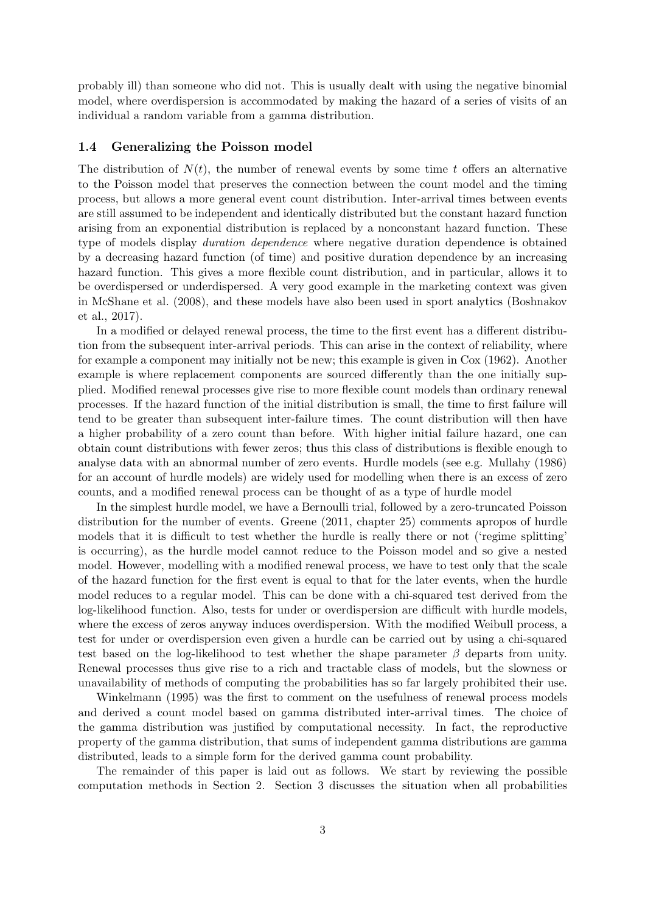probably ill) than someone who did not. This is usually dealt with using the negative binomial model, where overdispersion is accommodated by making the hazard of a series of visits of an individual a random variable from a gamma distribution.

### 1.4 Generalizing the Poisson model

The distribution of $N(t)$, the number of renewal events by some time $t$ offers an alternative to the Poisson model that preserves the connection between the count model and the timing process, but allows a more general event count distribution. Inter-arrival times between events are still assumed to be independent and identically distributed but the constant hazard function arising from an exponential distribution is replaced by a nonconstant hazard function. These type of models display *duration dependence* where negative duration dependence is obtained by a decreasing hazard function (of time) and positive duration dependence by an increasing hazard function. This gives a more flexible count distribution, and in particular, allows it to be overdispersed or underdispersed. A very good example in the marketing context was given in McShane et al. (2008), and these models have also been used in sport analytics (Boshnakov et al., 2017).

In a modified or delayed renewal process, the time to the first event has a different distribution from the subsequent inter-arrival periods. This can arise in the context of reliability, where for example a component may initially not be new; this example is given in Cox (1962). Another example is where replacement components are sourced differently than the one initially supplied. Modified renewal processes give rise to more flexible count models than ordinary renewal processes. If the hazard function of the initial distribution is small, the time to first failure will tend to be greater than subsequent inter-failure times. The count distribution will then have a higher probability of a zero count than before. With higher initial failure hazard, one can obtain count distributions with fewer zeros; thus this class of distributions is flexible enough to analyse data with an abnormal number of zero events. Hurdle models (see e.g. Mullahy (1986) for an account of hurdle models) are widely used for modelling when there is an excess of zero counts, and a modified renewal process can be thought of as a type of hurdle model

In the simplest hurdle model, we have a Bernoulli trial, followed by a zero-truncated Poisson distribution for the number of events. Greene (2011, chapter 25) comments apropos of hurdle models that it is difficult to test whether the hurdle is really there or not ('regime splitting' is occurring), as the hurdle model cannot reduce to the Poisson model and so give a nested model. However, modelling with a modified renewal process, we have to test only that the scale of the hazard function for the first event is equal to that for the later events, when the hurdle model reduces to a regular model. This can be done with a chi-squared test derived from the log-likelihood function. Also, tests for under or overdispersion are difficult with hurdle models, where the excess of zeros anyway induces overdispersion. With the modified Weibull process, a test for under or overdispersion even given a hurdle can be carried out by using a chi-squared test based on the log-likelihood to test whether the shape parameter $\beta$ departs from unity. Renewal processes thus give rise to a rich and tractable class of models, but the slowness or unavailability of methods of computing the probabilities has so far largely prohibited their use.

Winkelmann (1995) was the first to comment on the usefulness of renewal process models and derived a count model based on gamma distributed inter-arrival times. The choice of the gamma distribution was justified by computational necessity. In fact, the reproductive property of the gamma distribution, that sums of independent gamma distributions are gamma distributed, leads to a simple form for the derived gamma count probability.

The remainder of this paper is laid out as follows. We start by reviewing the possible computation methods in Section 2. Section 3 discusses the situation when all probabilities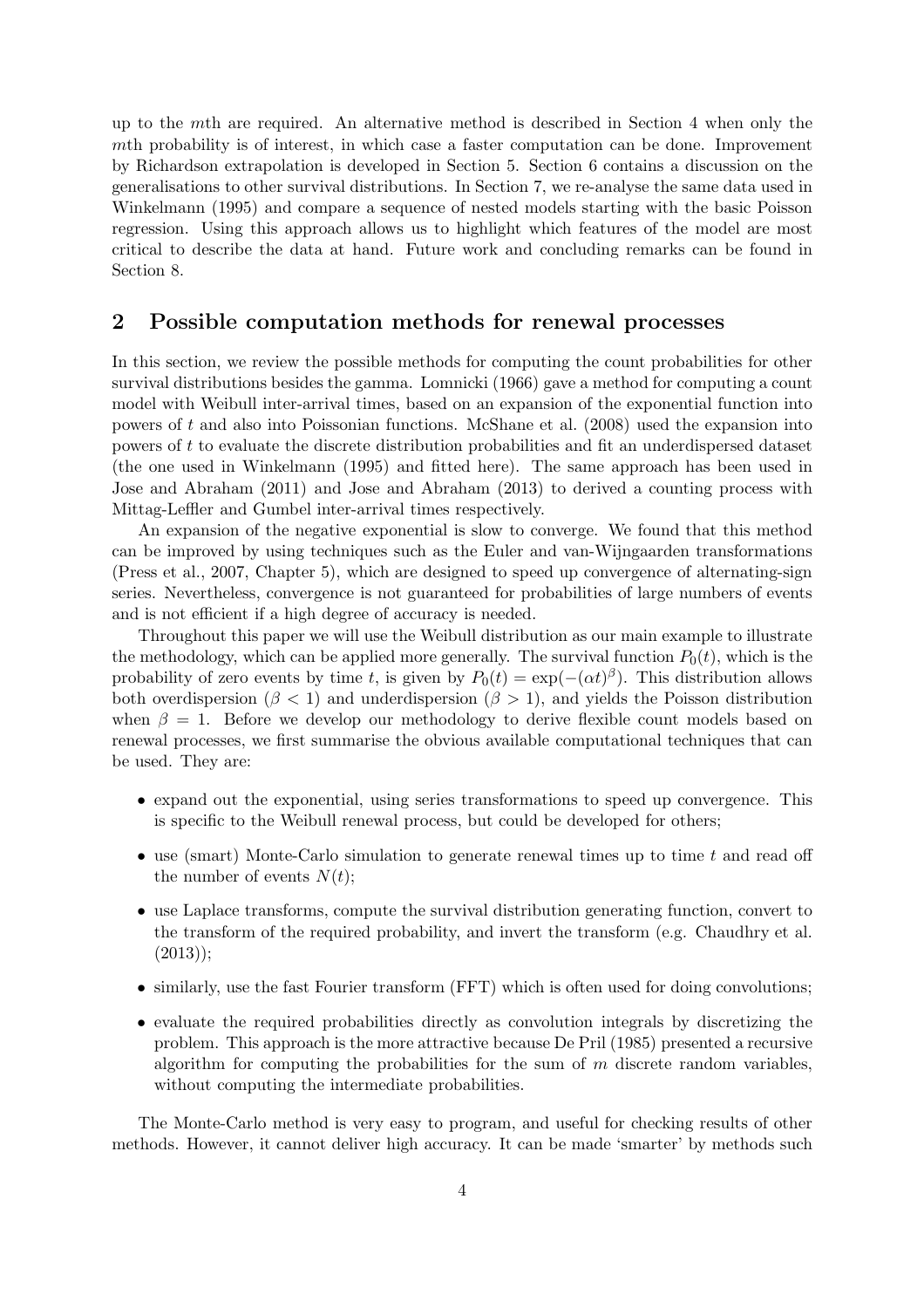up to the $m$th are required. An alternative method is described in Section 4 when only the $m$th probability is of interest, in which case a faster computation can be done. Improvement by Richardson extrapolation is developed in Section 5. Section 6 contains a discussion on the generalisations to other survival distributions. In Section 7, we re-analyse the same data used in Winkelmann (1995) and compare a sequence of nested models starting with the basic Poisson regression. Using this approach allows us to highlight which features of the model are most critical to describe the data at hand. Future work and concluding remarks can be found in Section 8.

## 2 Possible computation methods for renewal processes

In this section, we review the possible methods for computing the count probabilities for other survival distributions besides the gamma. Lomnicki (1966) gave a method for computing a count model with Weibull inter-arrival times, based on an expansion of the exponential function into powers of $t$ and also into Poissonian functions. McShane et al. (2008) used the expansion into powers of $t$ to evaluate the discrete distribution probabilities and fit an underdispersed dataset (the one used in Winkelmann (1995) and fitted here). The same approach has been used in Jose and Abraham (2011) and Jose and Abraham (2013) to derived a counting process with Mittag-Leffler and Gumbel inter-arrival times respectively.

An expansion of the negative exponential is slow to converge. We found that this method can be improved by using techniques such as the Euler and van-Wijngaarden transformations (Press et al., 2007, Chapter 5), which are designed to speed up convergence of alternating-sign series. Nevertheless, convergence is not guaranteed for probabilities of large numbers of events and is not efficient if a high degree of accuracy is needed.

Throughout this paper we will use the Weibull distribution as our main example to illustrate the methodology, which can be applied more generally. The survival function $P_0(t)$, which is the probability of zero events by time $t$, is given by $P_0(t) = \exp(-(\alpha t)^\beta)$. This distribution allows both overdispersion ($\beta < 1$) and underdispersion ($\beta > 1$), and yields the Poisson distribution when $\beta = 1$. Before we develop our methodology to derive flexible count models based on renewal processes, we first summarise the obvious available computational techniques that can be used. They are:

- expand out the exponential, using series transformations to speed up convergence. This is specific to the Weibull renewal process, but could be developed for others;
- use (smart) Monte-Carlo simulation to generate renewal times up to time $t$ and read off the number of events $N(t)$;
- use Laplace transforms, compute the survival distribution generating function, convert to the transform of the required probability, and invert the transform (e.g. Chaudhry et al. (2013));
- similarly, use the fast Fourier transform (FFT) which is often used for doing convolutions;
- evaluate the required probabilities directly as convolution integrals by discretizing the problem. This approach is the more attractive because De Pril (1985) presented a recursive algorithm for computing the probabilities for the sum of $m$ discrete random variables, without computing the intermediate probabilities.

The Monte-Carlo method is very easy to program, and useful for checking results of other methods. However, it cannot deliver high accuracy. It can be made 'smarter' by methods such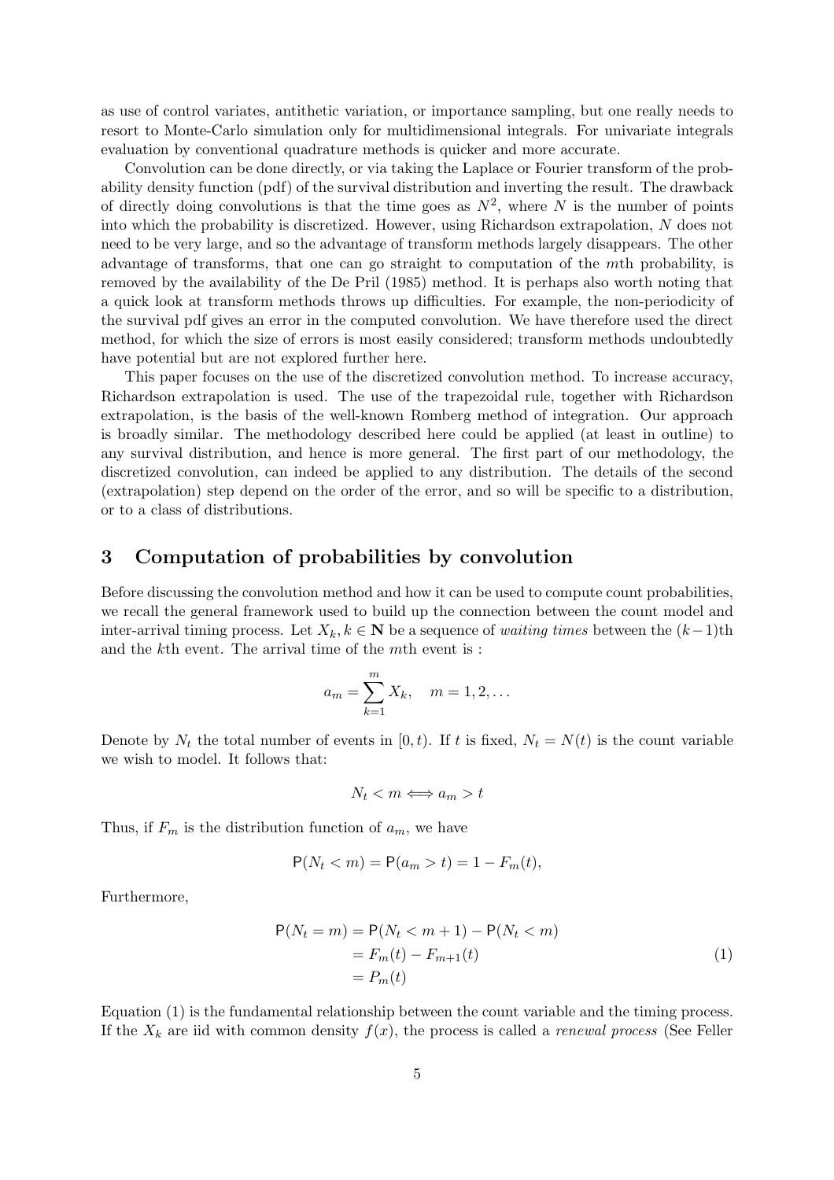as use of control variates, antithetic variation, or importance sampling, but one really needs to resort to Monte-Carlo simulation only for multidimensional integrals. For univariate integrals evaluation by conventional quadrature methods is quicker and more accurate.

Convolution can be done directly, or via taking the Laplace or Fourier transform of the probability density function (pdf) of the survival distribution and inverting the result. The drawback of directly doing convolutions is that the time goes as $N^2$, where $N$ is the number of points into which the probability is discretized. However, using Richardson extrapolation, $N$ does not need to be very large, and so the advantage of transform methods largely disappears. The other advantage of transforms, that one can go straight to computation of the $m$th probability, is removed by the availability of the De Pril (1985) method. It is perhaps also worth noting that a quick look at transform methods throws up difficulties. For example, the non-periodicity of the survival pdf gives an error in the computed convolution. We have therefore used the direct method, for which the size of errors is most easily considered; transform methods undoubtedly have potential but are not explored further here.

This paper focuses on the use of the discretized convolution method. To increase accuracy, Richardson extrapolation is used. The use of the trapezoidal rule, together with Richardson extrapolation, is the basis of the well-known Romberg method of integration. Our approach is broadly similar. The methodology described here could be applied (at least in outline) to any survival distribution, and hence is more general. The first part of our methodology, the discretized convolution, can indeed be applied to any distribution. The details of the second (extrapolation) step depend on the order of the error, and so will be specific to a distribution, or to a class of distributions.

## 3 Computation of probabilities by convolution

Before discussing the convolution method and how it can be used to compute count probabilities, we recall the general framework used to build up the connection between the count model and inter-arrival timing process. Let $X_k, k \in \mathbf{N}$ be a sequence of *waiting times* between the $(k-1)$th and the $k$th event. The arrival time of the $m$th event is :

$$a_m = \sum_{k=1}^{m} X_k, \quad m = 1, 2, \ldots$$

Denote by $N_t$ the total number of events in $[0, t)$. If $t$ is fixed, $N_t = N(t)$ is the count variable we wish to model. It follows that:

$$N_t < m \Longleftrightarrow a_m > t$$

Thus, if $F_m$ is the distribution function of $a_m$, we have

$$\mathsf{P}(N_t < m) = \mathsf{P}(a_m > t) = 1 - F_m(t),$$

Furthermore,

$$\begin{aligned} \mathsf{P}(N_t = m) &= \mathsf{P}(N_t < m+1) - \mathsf{P}(N_t < m) \\ &= F_m(t) - F_{m+1}(t) \\ &= P_m(t) \end{aligned} \tag{1}$$

Equation (1) is the fundamental relationship between the count variable and the timing process. If the $X_k$ are iid with common density $f(x)$, the process is called a *renewal process* (See Feller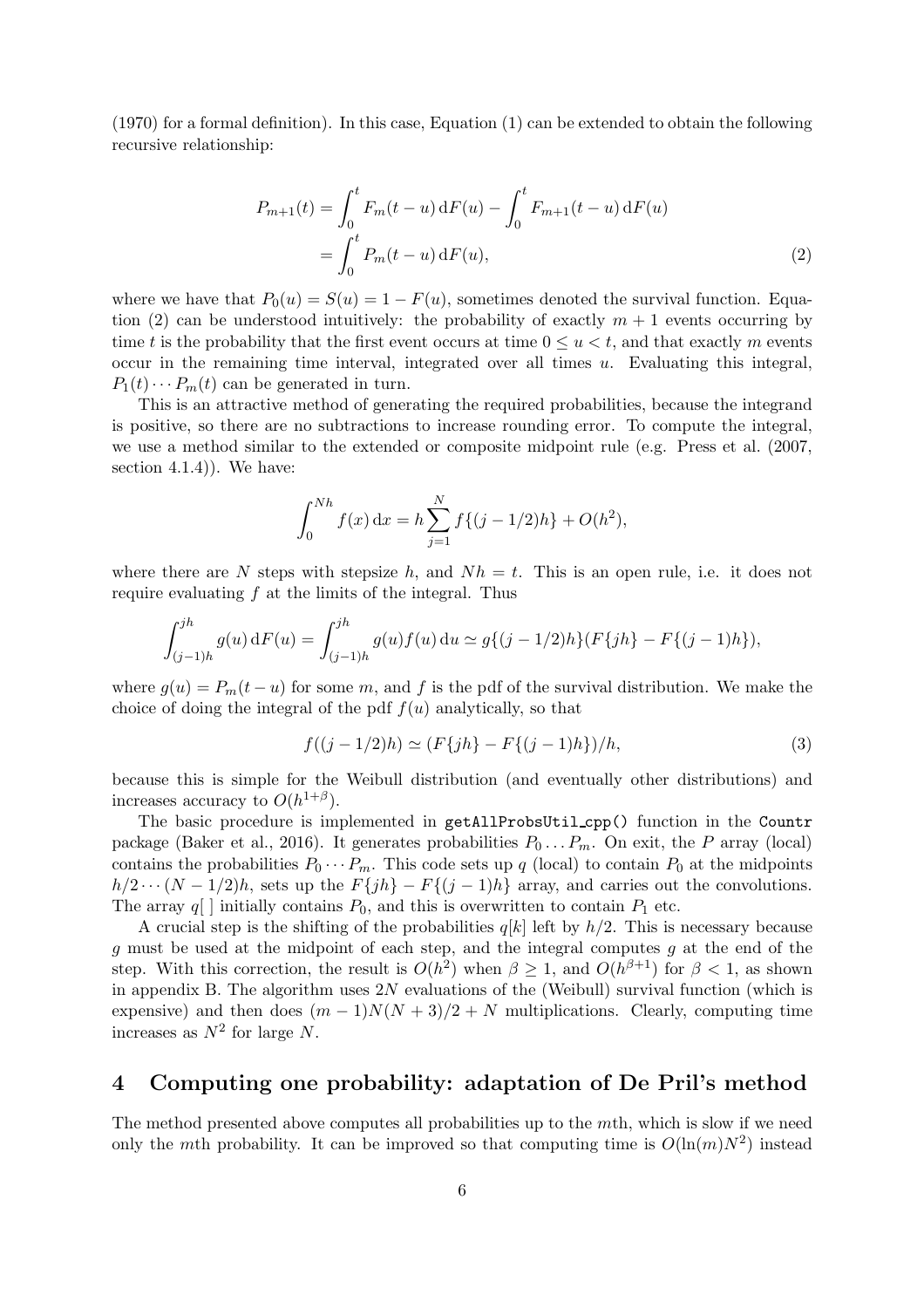(1970) for a formal definition). In this case, Equation (1) can be extended to obtain the following recursive relationship:

$$
\begin{aligned}
P_{m+1}(t) &= \int_0^t F_m(t-u)\,\mathrm{d}F(u) - \int_0^t F_{m+1}(t-u)\,\mathrm{d}F(u) \\
&= \int_0^t P_m(t-u)\,\mathrm{d}F(u),
\end{aligned}
\tag{2}
$$

where we have that $P_0(u) = S(u) = 1 - F(u)$, sometimes denoted the survival function. Equation (2) can be understood intuitively: the probability of exactly $m+1$ events occurring by time $t$ is the probability that the first event occurs at time $0 \leq u < t$, and that exactly $m$ events occur in the remaining time interval, integrated over all times $u$. Evaluating this integral, $P_1(t) \cdots P_m(t)$ can be generated in turn.

This is an attractive method of generating the required probabilities, because the integrand is positive, so there are no subtractions to increase rounding error. To compute the integral, we use a method similar to the extended or composite midpoint rule (e.g. Press et al. (2007, section 4.1.4)). We have:

$$
\int_0^{Nh} f(x)\,\mathrm{d}x = h \sum_{j=1}^{N} f\{(j-1/2)h\} + O(h^2),
$$

where there are $N$ steps with stepsize $h$, and $Nh = t$. This is an open rule, i.e. it does not require evaluating $f$ at the limits of the integral. Thus

$$
\int_{(j-1)h}^{jh} g(u)\,\mathrm{d}F(u) = \int_{(j-1)h}^{jh} g(u) f(u)\,\mathrm{d}u \simeq g\{(j-1/2)h\}(F\{jh\} - F\{(j-1)h\}),
$$

where $g(u) = P_m(t-u)$ for some $m$, and $f$ is the pdf of the survival distribution. We make the choice of doing the integral of the pdf $f(u)$ analytically, so that

$$
f((j-1/2)h) \simeq (F\{jh\} - F\{(j-1)h\})/h,
\tag{3}
$$

because this is simple for the Weibull distribution (and eventually other distributions) and increases accuracy to $O(h^{1+\beta})$.

The basic procedure is implemented in `getAllProbsUtil_cpp()` function in the `Countr` package (Baker et al., 2016). It generates probabilities $P_0 \ldots P_m$. On exit, the $P$ array (local) contains the probabilities $P_0 \cdots P_m$. This code sets up $q$ (local) to contain $P_0$ at the midpoints $h/2 \cdots (N-1/2)h$, sets up the $F\{jh\} - F\{(j-1)h\}$ array, and carries out the convolutions. The array $q[\,]$ initially contains $P_0$, and this is overwritten to contain $P_1$ etc.

A crucial step is the shifting of the probabilities $q[k]$ left by $h/2$. This is necessary because $g$ must be used at the midpoint of each step, and the integral computes $g$ at the end of the step. With this correction, the result is $O(h^2)$ when $\beta \geq 1$, and $O(h^{\beta+1})$ for $\beta < 1$, as shown in appendix B. The algorithm uses $2N$ evaluations of the (Weibull) survival function (which is expensive) and then does $(m-1)N(N+3)/2 + N$ multiplications. Clearly, computing time increases as $N^2$ for large $N$.

## 4 Computing one probability: adaptation of De Pril's method

The method presented above computes all probabilities up to the $m$th, which is slow if we need only the $m$th probability. It can be improved so that computing time is $O(\ln(m)N^2)$ instead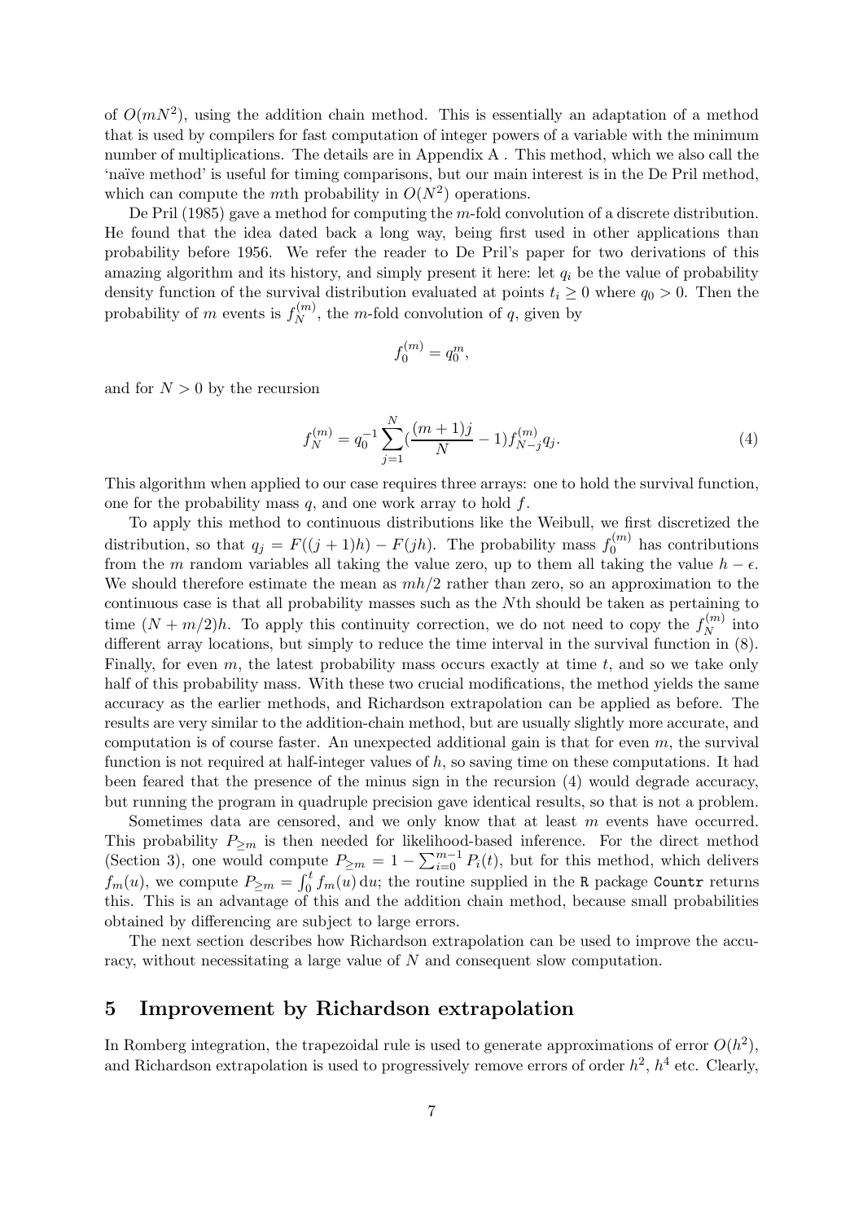of $O(mN^2)$, using the addition chain method. This is essentially an adaptation of a method that is used by compilers for fast computation of integer powers of a variable with the minimum number of multiplications. The details are in Appendix A . This method, which we also call the 'naïve method' is useful for timing comparisons, but our main interest is in the De Pril method, which can compute the $m$th probability in $O(N^2)$ operations.

De Pril (1985) gave a method for computing the $m$-fold convolution of a discrete distribution. He found that the idea dated back a long way, being first used in other applications than probability before 1956. We refer the reader to De Pril's paper for two derivations of this amazing algorithm and its history, and simply present it here: let $q_i$ be the value of probability density function of the survival distribution evaluated at points $t_i \geq 0$ where $q_0 > 0$. Then the probability of $m$ events is $f_N^{(m)}$, the $m$-fold convolution of $q$, given by

$$f_0^{(m)} = q_0^m,$$

and for $N > 0$ by the recursion

$$f_N^{(m)} = q_0^{-1} \sum_{j=1}^{N} (\frac{(m+1)j}{N} - 1) f_{N-j}^{(m)} q_j. \tag{4}$$

This algorithm when applied to our case requires three arrays: one to hold the survival function, one for the probability mass $q$, and one work array to hold $f$.

To apply this method to continuous distributions like the Weibull, we first discretized the distribution, so that $q_j = F((j+1)h) - F(jh)$. The probability mass $f_0^{(m)}$ has contributions from the $m$ random variables all taking the value zero, up to them all taking the value $h - \epsilon$. We should therefore estimate the mean as $mh/2$ rather than zero, so an approximation to the continuous case is that all probability masses such as the $N$th should be taken as pertaining to time $(N + m/2)h$. To apply this continuity correction, we do not need to copy the $f_N^{(m)}$ into different array locations, but simply to reduce the time interval in the survival function in (8). Finally, for even $m$, the latest probability mass occurs exactly at time $t$, and so we take only half of this probability mass. With these two crucial modifications, the method yields the same accuracy as the earlier methods, and Richardson extrapolation can be applied as before. The results are very similar to the addition-chain method, but are usually slightly more accurate, and computation is of course faster. An unexpected additional gain is that for even $m$, the survival function is not required at half-integer values of $h$, so saving time on these computations. It had been feared that the presence of the minus sign in the recursion (4) would degrade accuracy, but running the program in quadruple precision gave identical results, so that is not a problem.

Sometimes data are censored, and we only know that at least $m$ events have occurred. This probability $P_{\geq m}$ is then needed for likelihood-based inference. For the direct method (Section 3), one would compute $P_{\geq m} = 1 - \sum_{i=0}^{m-1} P_i(t)$, but for this method, which delivers $f_m(u)$, we compute $P_{\geq m} = \int_0^t f_m(u)\,\mathrm{d}u$; the routine supplied in the `R` package `Countr` returns this. This is an advantage of this and the addition chain method, because small probabilities obtained by differencing are subject to large errors.

The next section describes how Richardson extrapolation can be used to improve the accuracy, without necessitating a large value of $N$ and consequent slow computation.

## 5 Improvement by Richardson extrapolation

In Romberg integration, the trapezoidal rule is used to generate approximations of error $O(h^2)$, and Richardson extrapolation is used to progressively remove errors of order $h^2$, $h^4$ etc. Clearly,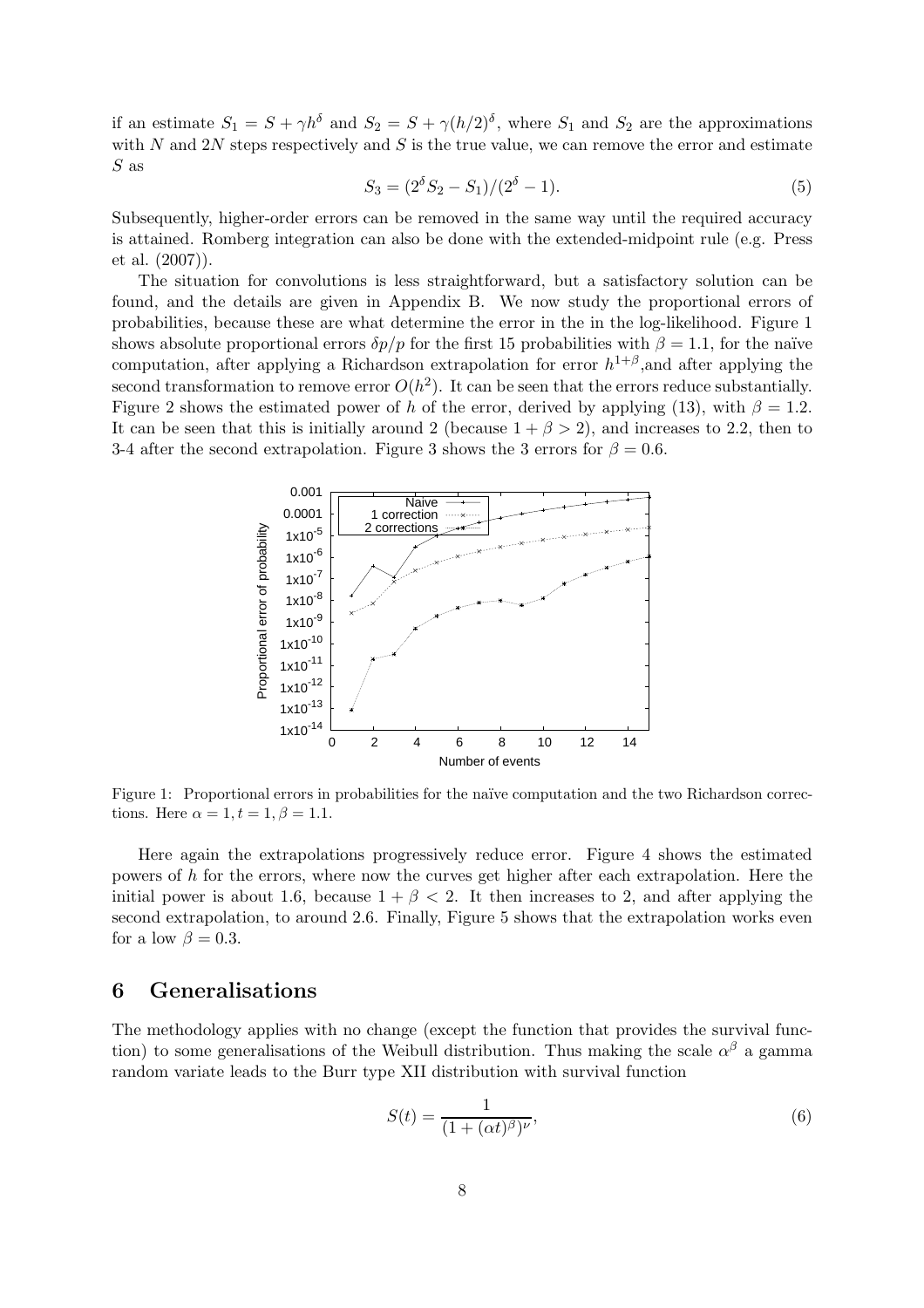if an estimate $S_1 = S + \gamma h^\delta$ and $S_2 = S + \gamma(h/2)^\delta$, where $S_1$ and $S_2$ are the approximations with $N$ and $2N$ steps respectively and $S$ is the true value, we can remove the error and estimate $S$ as

$$S_3 = (2^\delta S_2 - S_1)/(2^\delta - 1). \tag{5}$$

Subsequently, higher-order errors can be removed in the same way until the required accuracy is attained. Romberg integration can also be done with the extended-midpoint rule (e.g. Press et al. (2007)).

The situation for convolutions is less straightforward, but a satisfactory solution can be found, and the details are given in Appendix B. We now study the proportional errors of probabilities, because these are what determine the error in the in the log-likelihood. Figure 1 shows absolute proportional errors $\delta p/p$ for the first 15 probabilities with $\beta = 1.1$, for the naïve computation, after applying a Richardson extrapolation for error $h^{1+\beta}$,and after applying the second transformation to remove error $O(h^2)$. It can be seen that the errors reduce substantially. Figure 2 shows the estimated power of $h$ of the error, derived by applying (13), with $\beta = 1.2$. It can be seen that this is initially around 2 (because $1 + \beta > 2$), and increases to 2.2, then to 3-4 after the second extrapolation. Figure 3 shows the 3 errors for $\beta = 0.6$.

Figure 1: Proportional errors in probabilities for the naïve computation and the two Richardson corrections. Here $\alpha = 1, t = 1, \beta = 1.1$.

Here again the extrapolations progressively reduce error. Figure 4 shows the estimated powers of $h$ for the errors, where now the curves get higher after each extrapolation. Here the initial power is about 1.6, because $1 + \beta < 2$. It then increases to 2, and after applying the second extrapolation, to around 2.6. Finally, Figure 5 shows that the extrapolation works even for a low $\beta = 0.3$.

## 6 Generalisations

The methodology applies with no change (except the function that provides the survival function) to some generalisations of the Weibull distribution. Thus making the scale $\alpha^\beta$ a gamma random variate leads to the Burr type XII distribution with survival function

$$S(t) = \frac{1}{(1 + (\alpha t)^\beta)^\nu}, \tag{6}$$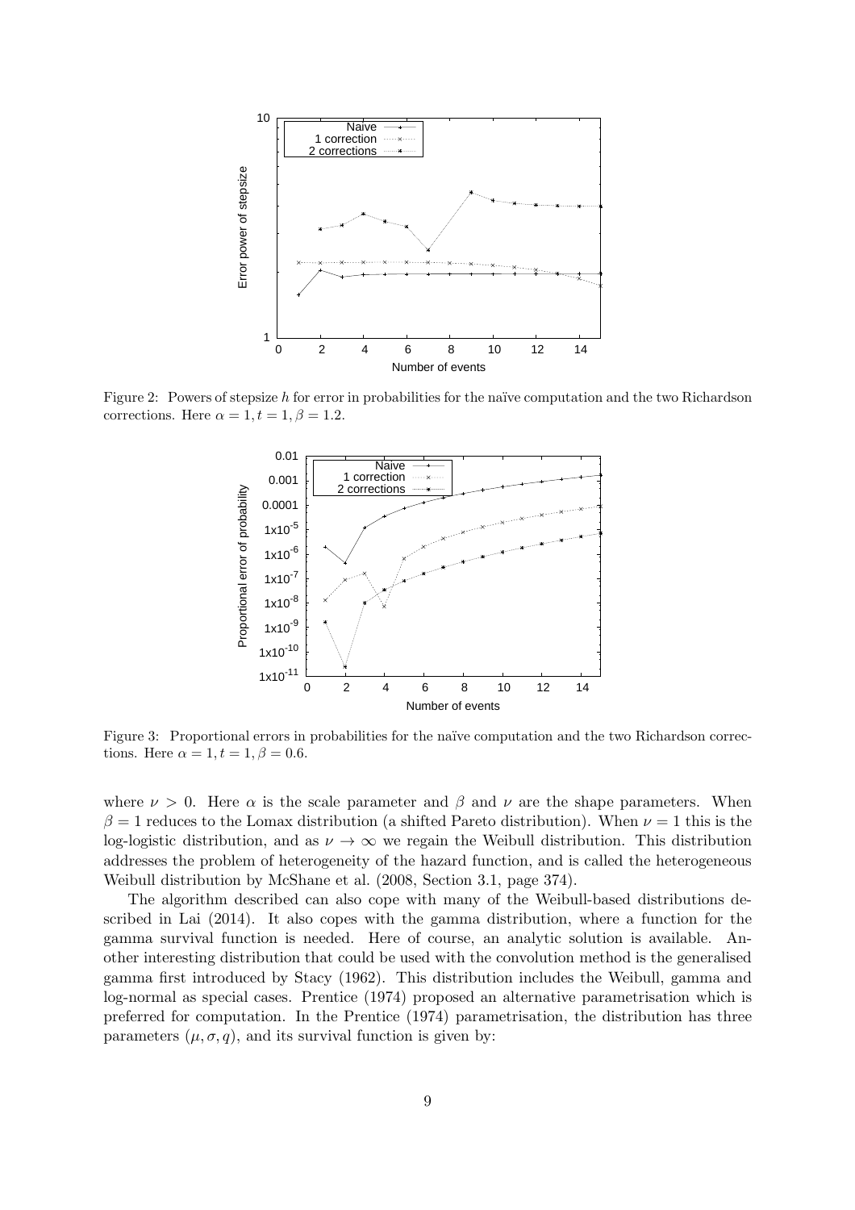Figure 2: Powers of stepsize $h$ for error in probabilities for the naïve computation and the two Richardson corrections. Here $\alpha = 1, t = 1, \beta = 1.2$.

Figure 3: Proportional errors in probabilities for the naïve computation and the two Richardson corrections. Here $\alpha = 1, t = 1, \beta = 0.6$.

where $\nu > 0$. Here $\alpha$ is the scale parameter and $\beta$ and $\nu$ are the shape parameters. When $\beta = 1$ reduces to the Lomax distribution (a shifted Pareto distribution). When $\nu = 1$ this is the log-logistic distribution, and as $\nu \to \infty$ we regain the Weibull distribution. This distribution addresses the problem of heterogeneity of the hazard function, and is called the heterogeneous Weibull distribution by McShane et al. (2008, Section 3.1, page 374).

The algorithm described can also cope with many of the Weibull-based distributions described in Lai (2014). It also copes with the gamma distribution, where a function for the gamma survival function is needed. Here of course, an analytic solution is available. Another interesting distribution that could be used with the convolution method is the generalised gamma first introduced by Stacy (1962). This distribution includes the Weibull, gamma and log-normal as special cases. Prentice (1974) proposed an alternative parametrisation which is preferred for computation. In the Prentice (1974) parametrisation, the distribution has three parameters $(\mu, \sigma, q)$, and its survival function is given by: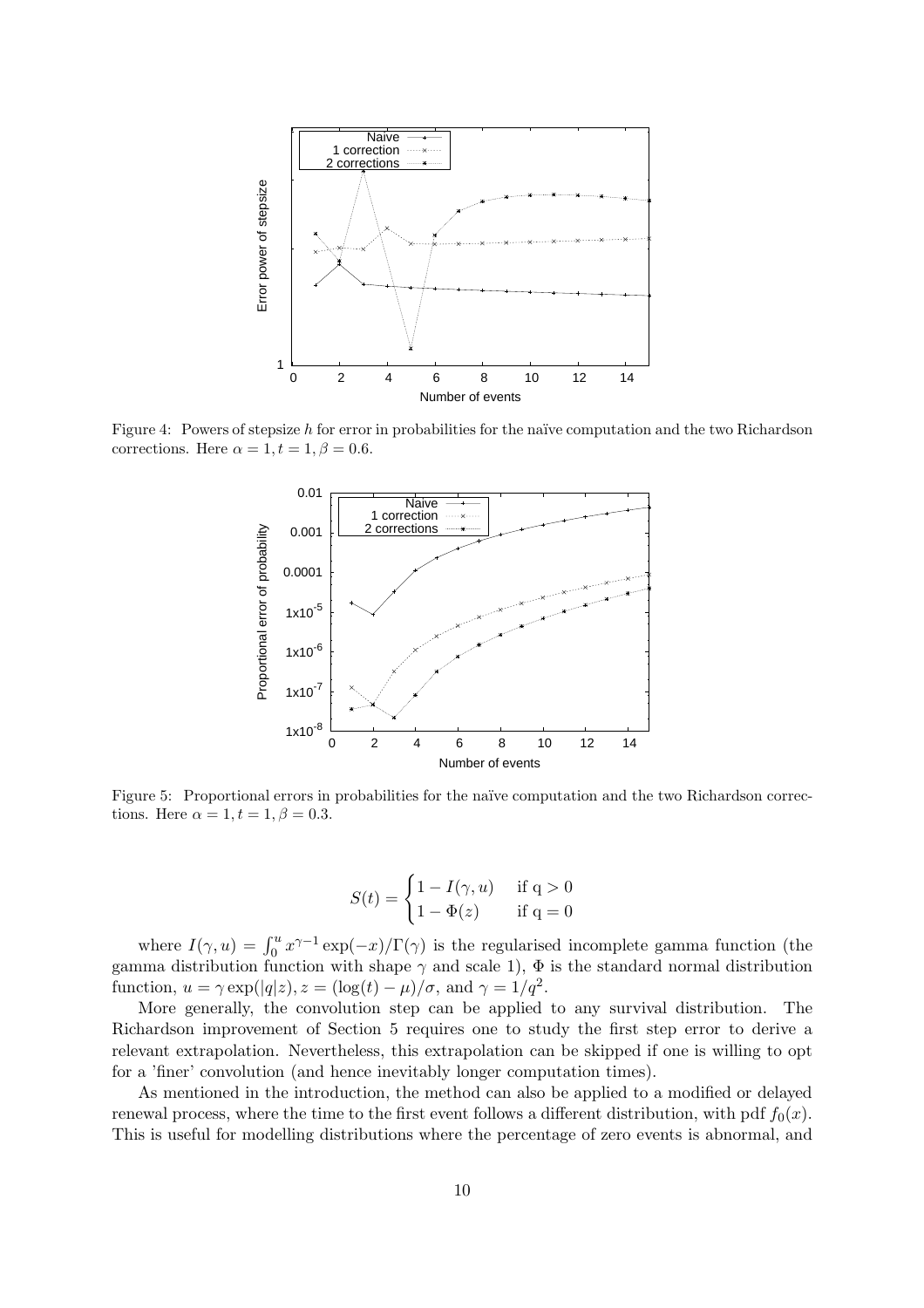Figure 4: Powers of stepsize $h$ for error in probabilities for the naïve computation and the two Richardson corrections. Here $\alpha = 1, t = 1, \beta = 0.6$.

Figure 5: Proportional errors in probabilities for the naïve computation and the two Richardson corrections. Here $\alpha = 1, t = 1, \beta = 0.3$.

$$S(t) = \begin{cases} 1 - I(\gamma, u) & \text{if q} > 0 \\ 1 - \Phi(z) & \text{if q} = 0 \end{cases}$$

where $I(\gamma, u) = \int_0^u x^{\gamma-1} \exp(-x)/\Gamma(\gamma)$ is the regularised incomplete gamma function (the gamma distribution function with shape $\gamma$ and scale 1), $\Phi$ is the standard normal distribution function, $u = \gamma \exp(|q|z)$, $z = (\log(t) - \mu)/\sigma$, and $\gamma = 1/q^2$.

More generally, the convolution step can be applied to any survival distribution. The Richardson improvement of Section 5 requires one to study the first step error to derive a relevant extrapolation. Nevertheless, this extrapolation can be skipped if one is willing to opt for a 'finer' convolution (and hence inevitably longer computation times).

As mentioned in the introduction, the method can also be applied to a modified or delayed renewal process, where the time to the first event follows a different distribution, with pdf $f_0(x)$. This is useful for modelling distributions where the percentage of zero events is abnormal, and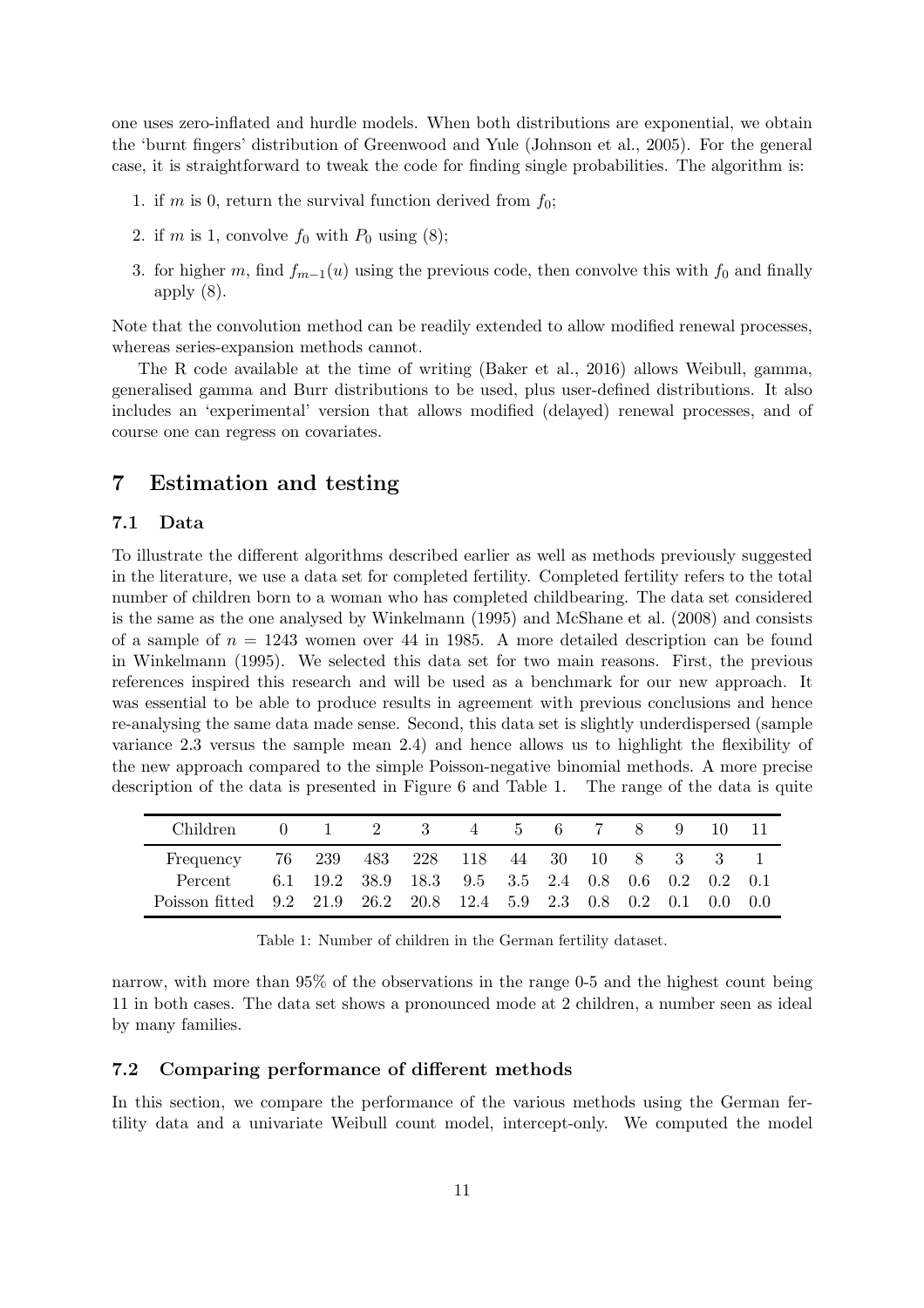one uses zero-inflated and hurdle models. When both distributions are exponential, we obtain the 'burnt fingers' distribution of Greenwood and Yule (Johnson et al., 2005). For the general case, it is straightforward to tweak the code for finding single probabilities. The algorithm is:

1. if $m$ is 0, return the survival function derived from $f_0$;
2. if $m$ is 1, convolve $f_0$ with $P_0$ using (8);
3. for higher $m$, find $f_{m-1}(u)$ using the previous code, then convolve this with $f_0$ and finally apply (8).

Note that the convolution method can be readily extended to allow modified renewal processes, whereas series-expansion methods cannot.

The R code available at the time of writing (Baker et al., 2016) allows Weibull, gamma, generalised gamma and Burr distributions to be used, plus user-defined distributions. It also includes an 'experimental' version that allows modified (delayed) renewal processes, and of course one can regress on covariates.

## 7 Estimation and testing

### 7.1 Data

To illustrate the different algorithms described earlier as well as methods previously suggested in the literature, we use a data set for completed fertility. Completed fertility refers to the total number of children born to a woman who has completed childbearing. The data set considered is the same as the one analysed by Winkelmann (1995) and McShane et al. (2008) and consists of a sample of $n = 1243$ women over 44 in 1985. A more detailed description can be found in Winkelmann (1995). We selected this data set for two main reasons. First, the previous references inspired this research and will be used as a benchmark for our new approach. It was essential to be able to produce results in agreement with previous conclusions and hence re-analysing the same data made sense. Second, this data set is slightly underdispersed (sample variance 2.3 versus the sample mean 2.4) and hence allows us to highlight the flexibility of the new approach compared to the simple Poisson-negative binomial methods. A more precise description of the data is presented in Figure 6 and Table 1. The range of the data is quite narrow, with more than 95% of the observations in the range 0-5 and the highest count being 11 in both cases. The data set shows a pronounced mode at 2 children, a number seen as ideal by many families.

| Children | 0 | 1 | 2 | 3 | 4 | 5 | 6 | 7 | 8 | 9 | 10 | 11 |
|---|---|---|---|---|---|---|---|---|---|---|---|---|
| Frequency | 76 | 239 | 483 | 228 | 118 | 44 | 30 | 10 | 8 | 3 | 3 | 1 |
| Percent | 6.1 | 19.2 | 38.9 | 18.3 | 9.5 | 3.5 | 2.4 | 0.8 | 0.6 | 0.2 | 0.2 | 0.1 |
| Poisson fitted | 9.2 | 21.9 | 26.2 | 20.8 | 12.4 | 5.9 | 2.3 | 0.8 | 0.2 | 0.1 | 0.0 | 0.0 |

Table 1: Number of children in the German fertility dataset.

### 7.2 Comparing performance of different methods

In this section, we compare the performance of the various methods using the German fertility data and a univariate Weibull count model, intercept-only. We computed the model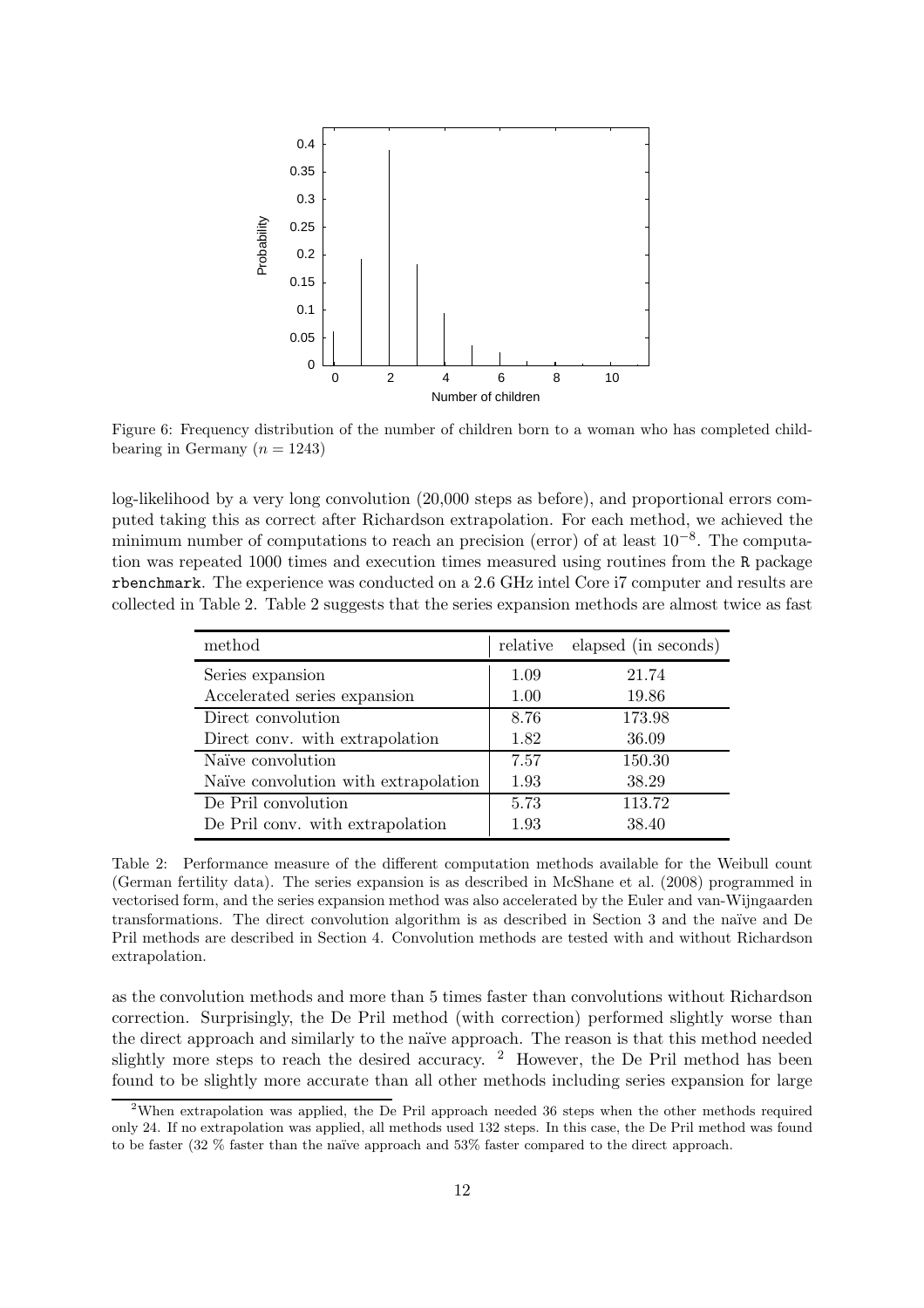Figure 6: Frequency distribution of the number of children born to a woman who has completed childbearing in Germany ($n = 1243$)

log-likelihood by a very long convolution (20,000 steps as before), and proportional errors computed taking this as correct after Richardson extrapolation. For each method, we achieved the minimum number of computations to reach an precision (error) of at least $10^{-8}$. The computation was repeated 1000 times and execution times measured using routines from the R package rbenchmark. The experience was conducted on a 2.6 GHz intel Core i7 computer and results are collected in Table 2. Table 2 suggests that the series expansion methods are almost twice as fast

| method | relative | elapsed (in seconds) |
|---|---|---|
| Series expansion | 1.09 | 21.74 |
| Accelerated series expansion | 1.00 | 19.86 |
| Direct convolution | 8.76 | 173.98 |
| Direct conv. with extrapolation | 1.82 | 36.09 |
| Naïve convolution | 7.57 | 150.30 |
| Naïve convolution with extrapolation | 1.93 | 38.29 |
| De Pril convolution | 5.73 | 113.72 |
| De Pril conv. with extrapolation | 1.93 | 38.40 |

Table 2: Performance measure of the different computation methods available for the Weibull count (German fertility data). The series expansion is as described in McShane et al. (2008) programmed in vectorised form, and the series expansion method was also accelerated by the Euler and van-Wijngaarden transformations. The direct convolution algorithm is as described in Section 3 and the naïve and De Pril methods are described in Section 4. Convolution methods are tested with and without Richardson extrapolation.

as the convolution methods and more than 5 times faster than convolutions without Richardson correction. Surprisingly, the De Pril method (with correction) performed slightly worse than the direct approach and similarly to the naïve approach. The reason is that this method needed slightly more steps to reach the desired accuracy. [2] However, the De Pril method has been found to be slightly more accurate than all other methods including series expansion for large

[2] When extrapolation was applied, the De Pril approach needed 36 steps when the other methods required only 24. If no extrapolation was applied, all methods used 132 steps. In this case, the De Pril method was found to be faster (32 % faster than the naïve approach and 53% faster compared to the direct approach.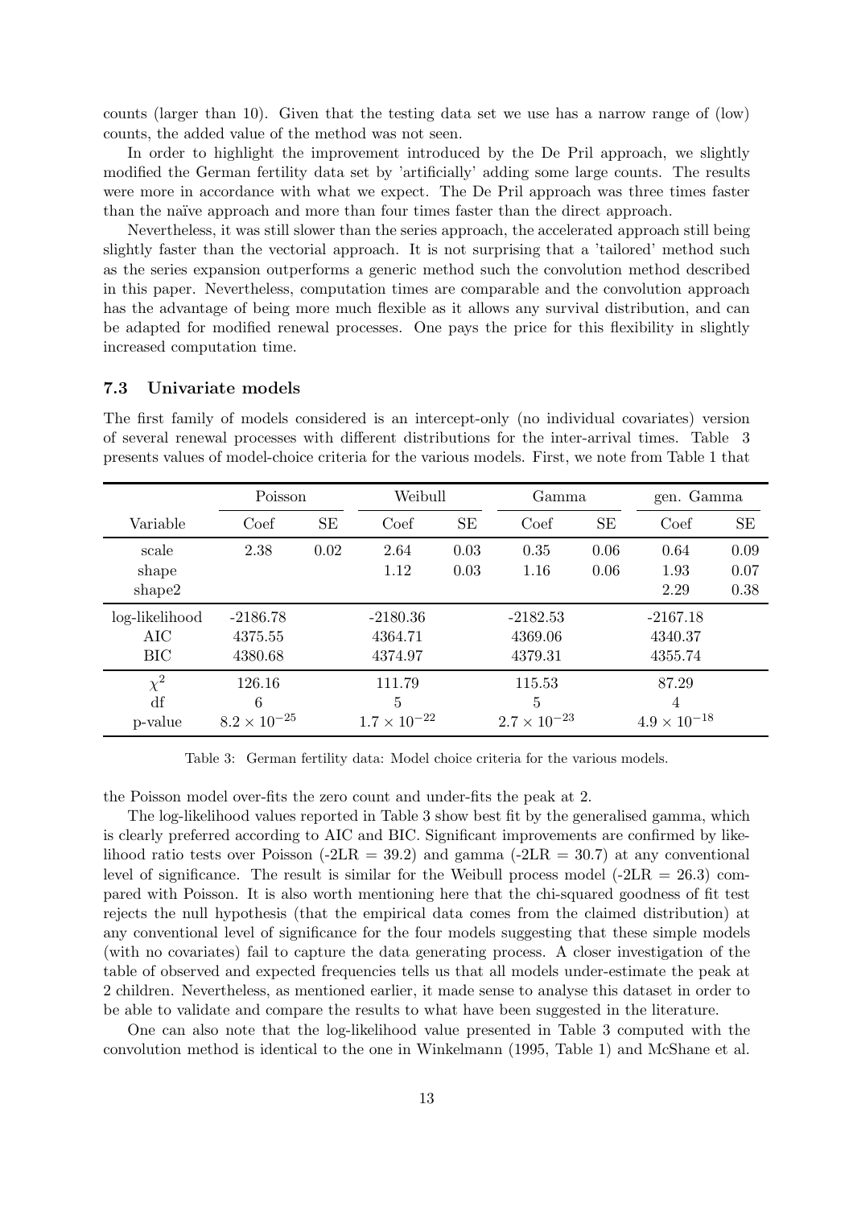counts (larger than 10). Given that the testing data set we use has a narrow range of (low) counts, the added value of the method was not seen.

In order to highlight the improvement introduced by the De Pril approach, we slightly modified the German fertility data set by 'artificially' adding some large counts. The results were more in accordance with what we expect. The De Pril approach was three times faster than the naïve approach and more than four times faster than the direct approach.

Nevertheless, it was still slower than the series approach, the accelerated approach still being slightly faster than the vectorial approach. It is not surprising that a 'tailored' method such as the series expansion outperforms a generic method such the convolution method described in this paper. Nevertheless, computation times are comparable and the convolution approach has the advantage of being more much flexible as it allows any survival distribution, and can be adapted for modified renewal processes. One pays the price for this flexibility in slightly increased computation time.

### 7.3 Univariate models

The first family of models considered is an intercept-only (no individual covariates) version of several renewal processes with different distributions for the inter-arrival times. Table 3 presents values of model-choice criteria for the various models. First, we note from Table 1 that

| | Poisson | | Weibull | | Gamma | | gen. Gamma | |
|---|---|---|---|---|---|---|---|---|
| Variable | Coef | SE | Coef | SE | Coef | SE | Coef | SE |
| scale | 2.38 | 0.02 | 2.64 | 0.03 | 0.35 | 0.06 | 0.64 | 0.09 |
| shape | | | 1.12 | 0.03 | 1.16 | 0.06 | 1.93 | 0.07 |
| shape2 | | | | | | | 2.29 | 0.38 |
| log-likelihood | -2186.78 | | -2180.36 | | -2182.53 | | -2167.18 | |
| AIC | 4375.55 | | 4364.71 | | 4369.06 | | 4340.37 | |
| BIC | 4380.68 | | 4374.97 | | 4379.31 | | 4355.74 | |
| $\chi^2$ | 126.16 | | 111.79 | | 115.53 | | 87.29 | |
| df | 6 | | 5 | | 5 | | 4 | |
| p-value | $8.2 \times 10^{-25}$ | | $1.7 \times 10^{-22}$ | | $2.7 \times 10^{-23}$ | | $4.9 \times 10^{-18}$ | |

Table 3: German fertility data: Model choice criteria for the various models.

the Poisson model over-fits the zero count and under-fits the peak at 2.

The log-likelihood values reported in Table 3 show best fit by the generalised gamma, which is clearly preferred according to AIC and BIC. Significant improvements are confirmed by likelihood ratio tests over Poisson (-2LR = 39.2) and gamma (-2LR = 30.7) at any conventional level of significance. The result is similar for the Weibull process model (-2LR = 26.3) compared with Poisson. It is also worth mentioning here that the chi-squared goodness of fit test rejects the null hypothesis (that the empirical data comes from the claimed distribution) at any conventional level of significance for the four models suggesting that these simple models (with no covariates) fail to capture the data generating process. A closer investigation of the table of observed and expected frequencies tells us that all models under-estimate the peak at 2 children. Nevertheless, as mentioned earlier, it made sense to analyse this dataset in order to be able to validate and compare the results to what have been suggested in the literature.

One can also note that the log-likelihood value presented in Table 3 computed with the convolution method is identical to the one in Winkelmann (1995, Table 1) and McShane et al.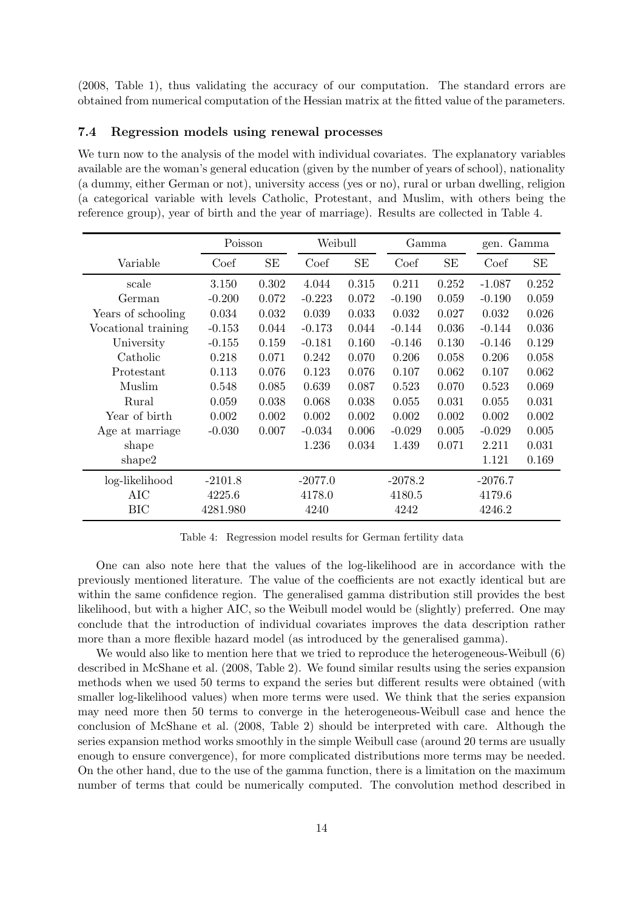(2008, Table 1), thus validating the accuracy of our computation. The standard errors are obtained from numerical computation of the Hessian matrix at the fitted value of the parameters.

### 7.4 Regression models using renewal processes

We turn now to the analysis of the model with individual covariates. The explanatory variables available are the woman's general education (given by the number of years of school), nationality (a dummy, either German or not), university access (yes or no), rural or urban dwelling, religion (a categorical variable with levels Catholic, Protestant, and Muslim, with others being the reference group), year of birth and the year of marriage). Results are collected in Table 4.

| | Poisson | | Weibull | | Gamma | | gen. Gamma | |
|---|---|---|---|---|---|---|---|---|
| Variable | Coef | SE | Coef | SE | Coef | SE | Coef | SE |
| scale | 3.150 | 0.302 | 4.044 | 0.315 | 0.211 | 0.252 | -1.087 | 0.252 |
| German | -0.200 | 0.072 | -0.223 | 0.072 | -0.190 | 0.059 | -0.190 | 0.059 |
| Years of schooling | 0.034 | 0.032 | 0.039 | 0.033 | 0.032 | 0.027 | 0.032 | 0.026 |
| Vocational training | -0.153 | 0.044 | -0.173 | 0.044 | -0.144 | 0.036 | -0.144 | 0.036 |
| University | -0.155 | 0.159 | -0.181 | 0.160 | -0.146 | 0.130 | -0.146 | 0.129 |
| Catholic | 0.218 | 0.071 | 0.242 | 0.070 | 0.206 | 0.058 | 0.206 | 0.058 |
| Protestant | 0.113 | 0.076 | 0.123 | 0.076 | 0.107 | 0.062 | 0.107 | 0.062 |
| Muslim | 0.548 | 0.085 | 0.639 | 0.087 | 0.523 | 0.070 | 0.523 | 0.069 |
| Rural | 0.059 | 0.038 | 0.068 | 0.038 | 0.055 | 0.031 | 0.055 | 0.031 |
| Year of birth | 0.002 | 0.002 | 0.002 | 0.002 | 0.002 | 0.002 | 0.002 | 0.002 |
| Age at marriage | -0.030 | 0.007 | -0.034 | 0.006 | -0.029 | 0.005 | -0.029 | 0.005 |
| shape | | | 1.236 | 0.034 | 1.439 | 0.071 | 2.211 | 0.031 |
| shape2 | | | | | | | 1.121 | 0.169 |
| log-likelihood | -2101.8 | | -2077.0 | | -2078.2 | | -2076.7 | |
| AIC | 4225.6 | | 4178.0 | | 4180.5 | | 4179.6 | |
| BIC | 4281.980 | | 4240 | | 4242 | | 4246.2 | |

Table 4: Regression model results for German fertility data

One can also note here that the values of the log-likelihood are in accordance with the previously mentioned literature. The value of the coefficients are not exactly identical but are within the same confidence region. The generalised gamma distribution still provides the best likelihood, but with a higher AIC, so the Weibull model would be (slightly) preferred. One may conclude that the introduction of individual covariates improves the data description rather more than a more flexible hazard model (as introduced by the generalised gamma).

We would also like to mention here that we tried to reproduce the heterogeneous-Weibull (6) described in McShane et al. (2008, Table 2). We found similar results using the series expansion methods when we used 50 terms to expand the series but different results were obtained (with smaller log-likelihood values) when more terms were used. We think that the series expansion may need more then 50 terms to converge in the heterogeneous-Weibull case and hence the conclusion of McShane et al. (2008, Table 2) should be interpreted with care. Although the series expansion method works smoothly in the simple Weibull case (around 20 terms are usually enough to ensure convergence), for more complicated distributions more terms may be needed. On the other hand, due to the use of the gamma function, there is a limitation on the maximum number of terms that could be numerically computed. The convolution method described in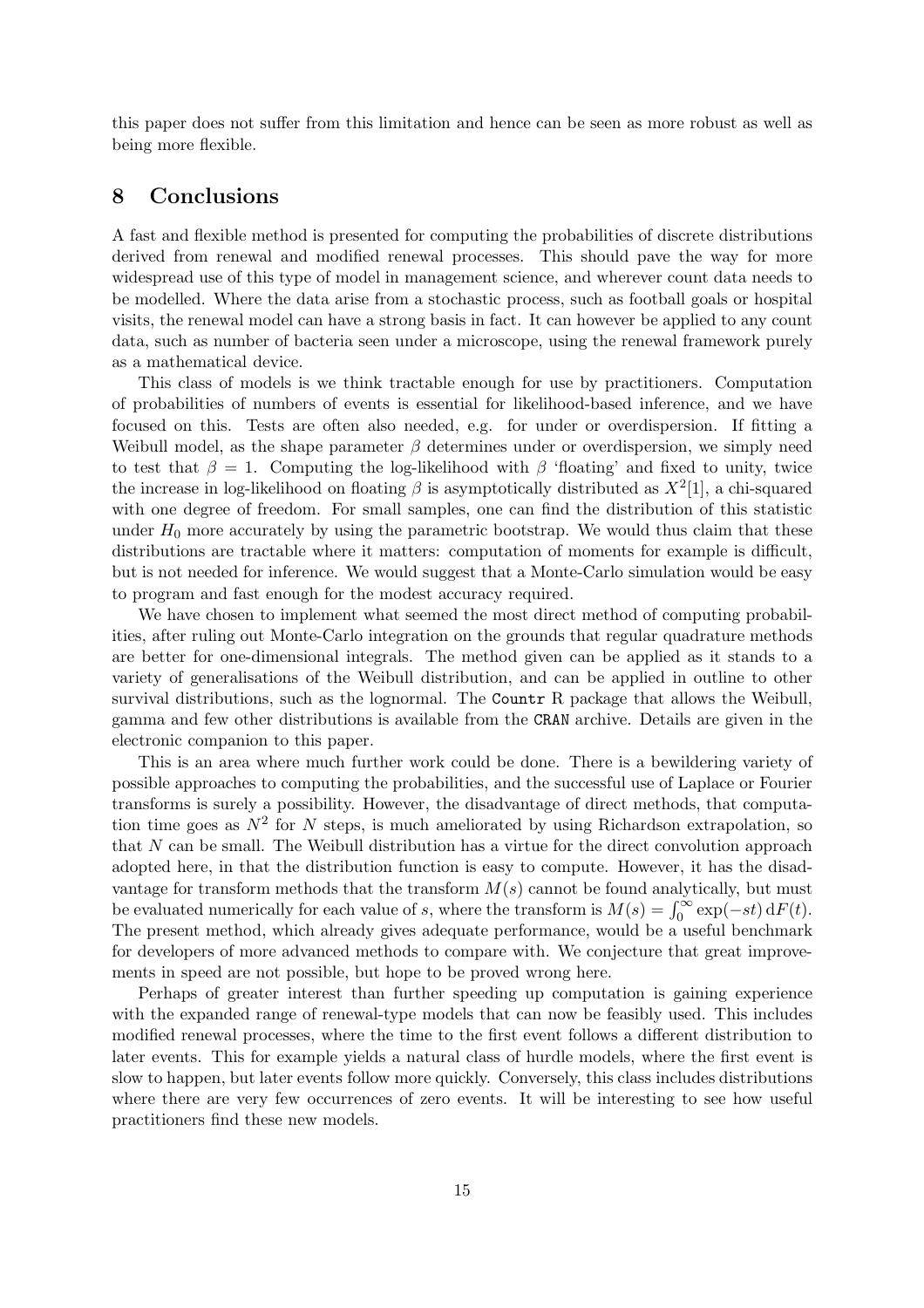this paper does not suffer from this limitation and hence can be seen as more robust as well as being more flexible.

## 8 Conclusions

A fast and flexible method is presented for computing the probabilities of discrete distributions derived from renewal and modified renewal processes. This should pave the way for more widespread use of this type of model in management science, and wherever count data needs to be modelled. Where the data arise from a stochastic process, such as football goals or hospital visits, the renewal model can have a strong basis in fact. It can however be applied to any count data, such as number of bacteria seen under a microscope, using the renewal framework purely as a mathematical device.

This class of models is we think tractable enough for use by practitioners. Computation of probabilities of numbers of events is essential for likelihood-based inference, and we have focused on this. Tests are often also needed, e.g. for under or overdispersion. If fitting a Weibull model, as the shape parameter $\beta$ determines under or overdispersion, we simply need to test that $\beta = 1$. Computing the log-likelihood with $\beta$ 'floating' and fixed to unity, twice the increase in log-likelihood on floating $\beta$ is asymptotically distributed as $X^2[1]$, a chi-squared with one degree of freedom. For small samples, one can find the distribution of this statistic under $H_0$ more accurately by using the parametric bootstrap. We would thus claim that these distributions are tractable where it matters: computation of moments for example is difficult, but is not needed for inference. We would suggest that a Monte-Carlo simulation would be easy to program and fast enough for the modest accuracy required.

We have chosen to implement what seemed the most direct method of computing probabilities, after ruling out Monte-Carlo integration on the grounds that regular quadrature methods are better for one-dimensional integrals. The method given can be applied as it stands to a variety of generalisations of the Weibull distribution, and can be applied in outline to other survival distributions, such as the lognormal. The `Countr` R package that allows the Weibull, gamma and few other distributions is available from the `CRAN` archive. Details are given in the electronic companion to this paper.

This is an area where much further work could be done. There is a bewildering variety of possible approaches to computing the probabilities, and the successful use of Laplace or Fourier transforms is surely a possibility. However, the disadvantage of direct methods, that computation time goes as $N^2$ for $N$ steps, is much ameliorated by using Richardson extrapolation, so that $N$ can be small. The Weibull distribution has a virtue for the direct convolution approach adopted here, in that the distribution function is easy to compute. However, it has the disadvantage for transform methods that the transform $M(s)$ cannot be found analytically, but must be evaluated numerically for each value of $s$, where the transform is $M(s) = \int_0^\infty \exp(-st)\, \mathrm{d}F(t)$. The present method, which already gives adequate performance, would be a useful benchmark for developers of more advanced methods to compare with. We conjecture that great improvements in speed are not possible, but hope to be proved wrong here.

Perhaps of greater interest than further speeding up computation is gaining experience with the expanded range of renewal-type models that can now be feasibly used. This includes modified renewal processes, where the time to the first event follows a different distribution to later events. This for example yields a natural class of hurdle models, where the first event is slow to happen, but later events follow more quickly. Conversely, this class includes distributions where there are very few occurrences of zero events. It will be interesting to see how useful practitioners find these new models.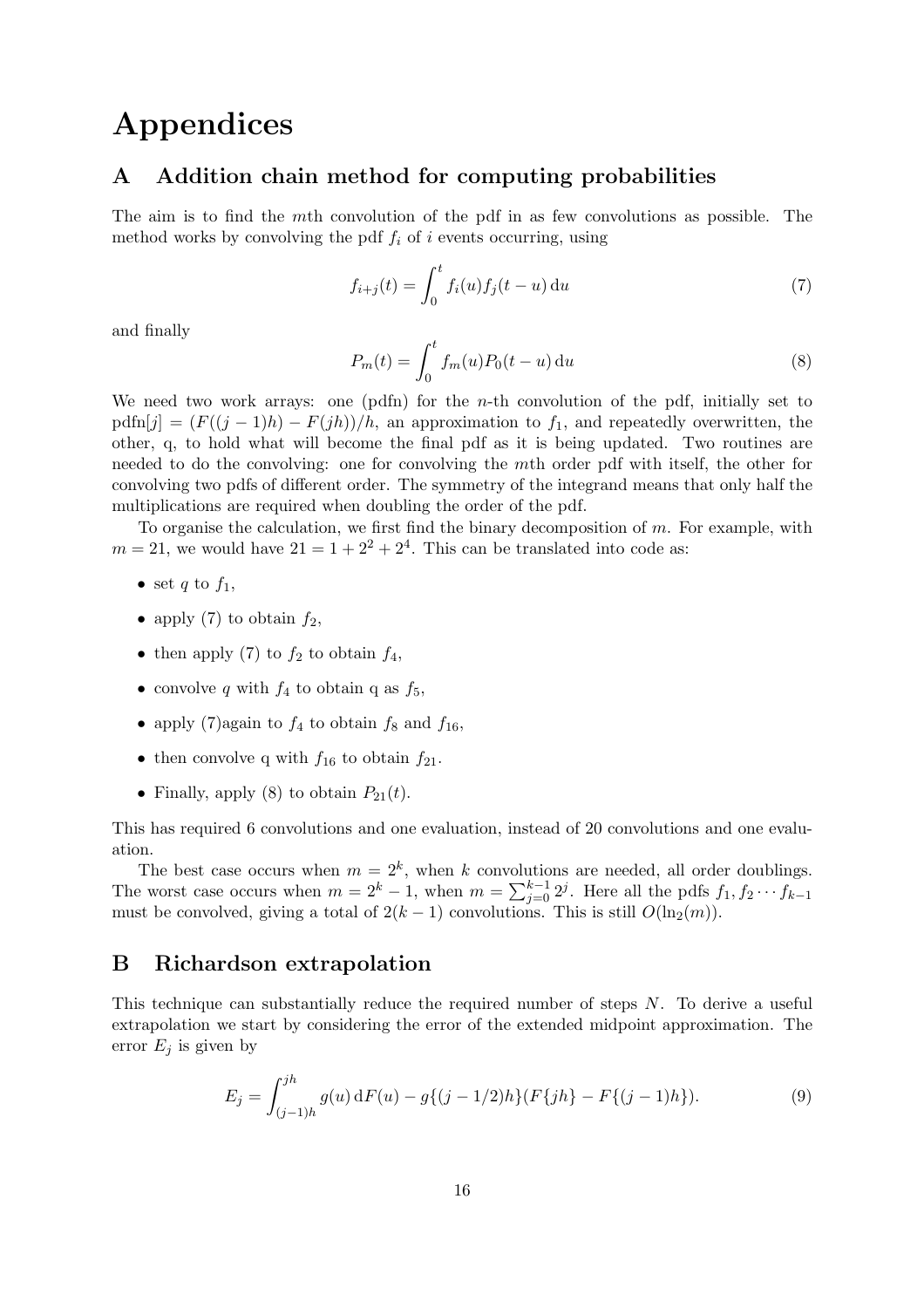# Appendices

## A Addition chain method for computing probabilities

The aim is to find the $m$th convolution of the pdf in as few convolutions as possible. The method works by convolving the pdf $f_i$ of $i$ events occurring, using

$$f_{i+j}(t) = \int_0^t f_i(u) f_j(t-u)\,\mathrm{d}u \tag{7}$$

and finally

$$P_m(t) = \int_0^t f_m(u) P_0(t-u)\,\mathrm{d}u \tag{8}$$

We need two work arrays: one (pdfn) for the $n$-th convolution of the pdf, initially set to $\text{pdfn}[j] = (F((j-1)h) - F(jh))/h$, an approximation to $f_1$, and repeatedly overwritten, the other, q, to hold what will become the final pdf as it is being updated. Two routines are needed to do the convolving: one for convolving the $m$th order pdf with itself, the other for convolving two pdfs of different order. The symmetry of the integrand means that only half the multiplications are required when doubling the order of the pdf.

To organise the calculation, we first find the binary decomposition of $m$. For example, with $m = 21$, we would have $21 = 1 + 2^2 + 2^4$. This can be translated into code as:

- set $q$ to $f_1$,
- apply (7) to obtain $f_2$,
- then apply (7) to $f_2$ to obtain $f_4$,
- convolve $q$ with $f_4$ to obtain q as $f_5$,
- apply (7)again to $f_4$ to obtain $f_8$ and $f_{16}$,
- then convolve q with $f_{16}$ to obtain $f_{21}$.
- Finally, apply (8) to obtain $P_{21}(t)$.

This has required 6 convolutions and one evaluation, instead of 20 convolutions and one evaluation.

The best case occurs when $m = 2^k$, when $k$ convolutions are needed, all order doublings. The worst case occurs when $m = 2^k - 1$, when $m = \sum_{j=0}^{k-1} 2^j$. Here all the pdfs $f_1, f_2 \cdots f_{k-1}$ must be convolved, giving a total of $2(k-1)$ convolutions. This is still $O(\ln_2(m))$.

## B Richardson extrapolation

This technique can substantially reduce the required number of steps $N$. To derive a useful extrapolation we start by considering the error of the extended midpoint approximation. The error $E_j$ is given by

$$E_j = \int_{(j-1)h}^{jh} g(u)\,\mathrm{d}F(u) - g\{(j-1/2)h\}(F\{jh\} - F\{(j-1)h\}). \tag{9}$$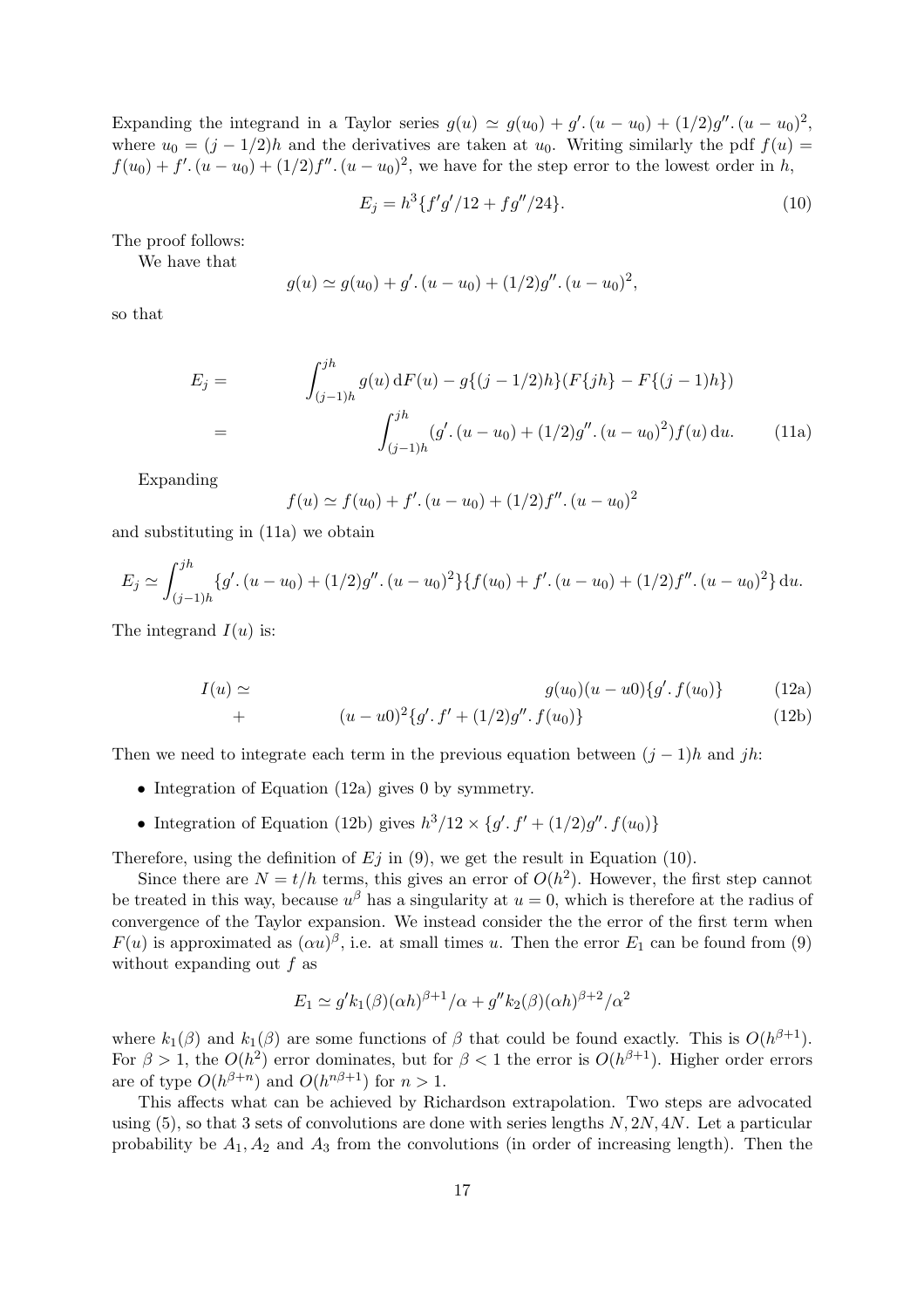Expanding the integrand in a Taylor series $g(u) \simeq g(u_0) + g'.(u-u_0) + (1/2)g''.(u-u_0)^2$, where $u_0 = (j-1/2)h$ and the derivatives are taken at $u_0$. Writing similarly the pdf $f(u) = f(u_0) + f'.(u-u_0) + (1/2)f''.(u-u_0)^2$, we have for the step error to the lowest order in $h$,

$$E_j = h^3\{f'g'/12 + fg''/24\}. \tag{10}$$

The proof follows:

We have that

$$g(u) \simeq g(u_0) + g'.(u-u_0) + (1/2)g''.(u-u_0)^2,$$

so that

$$\begin{aligned} E_j = & \int_{(j-1)h}^{jh} g(u)\,\mathrm{d}F(u) - g\{(j-1/2)h\}(F\{jh\} - F\{(j-1)h\}) \\ = & \int_{(j-1)h}^{jh} (g'.(u-u_0) + (1/2)g''.(u-u_0)^2)f(u)\,\mathrm{d}u. \end{aligned} \tag{11a}$$

Expanding

$$f(u) \simeq f(u_0) + f'.(u-u_0) + (1/2)f''.(u-u_0)^2$$

and substituting in (11a) we obtain

$$E_j \simeq \int_{(j-1)h}^{jh} \{g'.(u-u_0) + (1/2)g''.(u-u_0)^2\}\{f(u_0) + f'.(u-u_0) + (1/2)f''.(u-u_0)^2\}\,\mathrm{d}u.$$

The integrand $I(u)$ is:

$$I(u) \simeq \qquad g(u_0)(u-u0)\{g'.f(u_0)\} \tag{12a}$$

$$+ \qquad (u-u0)^2\{g'.f' + (1/2)g''.f(u_0)\} \tag{12b}$$

Then we need to integrate each term in the previous equation between $(j-1)h$ and $jh$:

- Integration of Equation (12a) gives 0 by symmetry.
- Integration of Equation (12b) gives $h^3/12 \times \{g'.f' + (1/2)g''.f(u_0)\}$

Therefore, using the definition of $Ej$ in (9), we get the result in Equation (10).

Since there are $N = t/h$ terms, this gives an error of $O(h^2)$. However, the first step cannot be treated in this way, because $u^\beta$ has a singularity at $u = 0$, which is therefore at the radius of convergence of the Taylor expansion. We instead consider the the error of the first term when $F(u)$ is approximated as $(\alpha u)^\beta$, i.e. at small times $u$. Then the error $E_1$ can be found from (9) without expanding out $f$ as

$$E_1 \simeq g'k_1(\beta)(\alpha h)^{\beta+1}/\alpha + g''k_2(\beta)(\alpha h)^{\beta+2}/\alpha^2$$

where $k_1(\beta)$ and $k_1(\beta)$ are some functions of $\beta$ that could be found exactly. This is $O(h^{\beta+1})$. For $\beta > 1$, the $O(h^2)$ error dominates, but for $\beta < 1$ the error is $O(h^{\beta+1})$. Higher order errors are of type $O(h^{\beta+n})$ and $O(h^{n\beta+1})$ for $n > 1$.

This affects what can be achieved by Richardson extrapolation. Two steps are advocated using (5), so that 3 sets of convolutions are done with series lengths $N, 2N, 4N$. Let a particular probability be $A_1, A_2$ and $A_3$ from the convolutions (in order of increasing length). Then the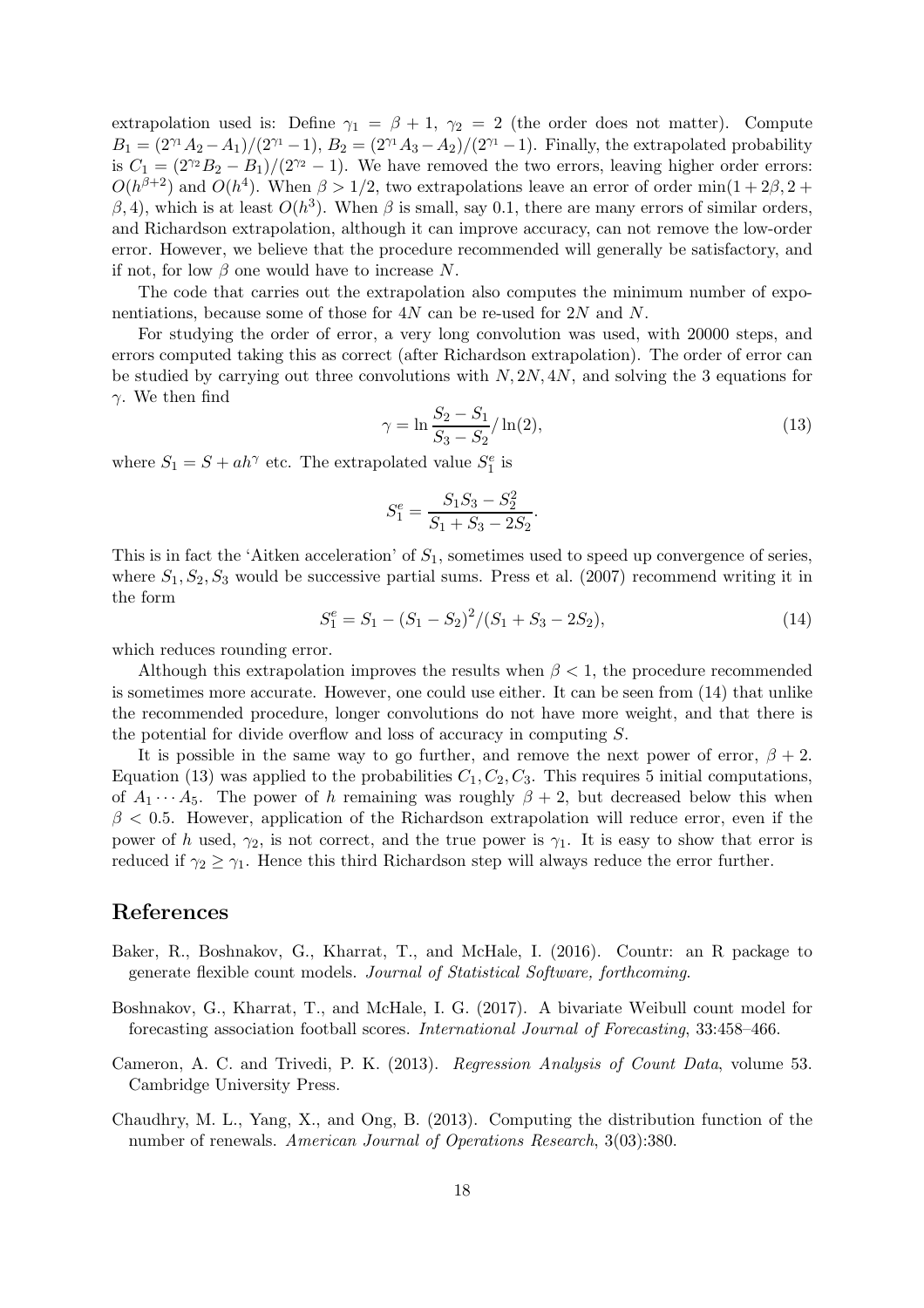extrapolation used is: Define $\gamma_1 = \beta + 1$, $\gamma_2 = 2$ (the order does not matter). Compute $B_1 = (2^{\gamma_1} A_2 - A_1)/(2^{\gamma_1} - 1)$, $B_2 = (2^{\gamma_1} A_3 - A_2)/(2^{\gamma_1} - 1)$. Finally, the extrapolated probability is $C_1 = (2^{\gamma_2} B_2 - B_1)/(2^{\gamma_2} - 1)$. We have removed the two errors, leaving higher order errors: $O(h^{\beta+2})$ and $O(h^4)$. When $\beta > 1/2$, two extrapolations leave an error of order $\min(1 + 2\beta, 2 + \beta, 4)$, which is at least $O(h^3)$. When $\beta$ is small, say 0.1, there are many errors of similar orders, and Richardson extrapolation, although it can improve accuracy, can not remove the low-order error. However, we believe that the procedure recommended will generally be satisfactory, and if not, for low $\beta$ one would have to increase $N$.

The code that carries out the extrapolation also computes the minimum number of exponentiations, because some of those for $4N$ can be re-used for $2N$ and $N$.

For studying the order of error, a very long convolution was used, with 20000 steps, and errors computed taking this as correct (after Richardson extrapolation). The order of error can be studied by carrying out three convolutions with $N, 2N, 4N$, and solving the 3 equations for $\gamma$. We then find

$$\gamma = \ln \frac{S_2 - S_1}{S_3 - S_2} / \ln(2), \tag{13}$$

where $S_1 = S + ah^\gamma$ etc. The extrapolated value $S_1^e$ is

$$S_1^e = \frac{S_1 S_3 - S_2^2}{S_1 + S_3 - 2S_2}.$$

This is in fact the 'Aitken acceleration' of $S_1$, sometimes used to speed up convergence of series, where $S_1, S_2, S_3$ would be successive partial sums. Press et al. (2007) recommend writing it in the form

$$S_1^e = S_1 - (S_1 - S_2)^2 / (S_1 + S_3 - 2S_2), \tag{14}$$

which reduces rounding error.

Although this extrapolation improves the results when $\beta < 1$, the procedure recommended is sometimes more accurate. However, one could use either. It can be seen from (14) that unlike the recommended procedure, longer convolutions do not have more weight, and that there is the potential for divide overflow and loss of accuracy in computing $S$.

It is possible in the same way to go further, and remove the next power of error, $\beta + 2$. Equation (13) was applied to the probabilities $C_1, C_2, C_3$. This requires 5 initial computations, of $A_1 \cdots A_5$. The power of $h$ remaining was roughly $\beta + 2$, but decreased below this when $\beta < 0.5$. However, application of the Richardson extrapolation will reduce error, even if the power of $h$ used, $\gamma_2$, is not correct, and the true power is $\gamma_1$. It is easy to show that error is reduced if $\gamma_2 \geq \gamma_1$. Hence this third Richardson step will always reduce the error further.

## References

Baker, R., Boshnakov, G., Kharrat, T., and McHale, I. (2016). Countr: an R package to generate flexible count models. *Journal of Statistical Software, forthcoming*.

Boshnakov, G., Kharrat, T., and McHale, I. G. (2017). A bivariate Weibull count model for forecasting association football scores. *International Journal of Forecasting*, 33:458–466.

Cameron, A. C. and Trivedi, P. K. (2013). *Regression Analysis of Count Data*, volume 53. Cambridge University Press.

Chaudhry, M. L., Yang, X., and Ong, B. (2013). Computing the distribution function of the number of renewals. *American Journal of Operations Research*, 3(03):380.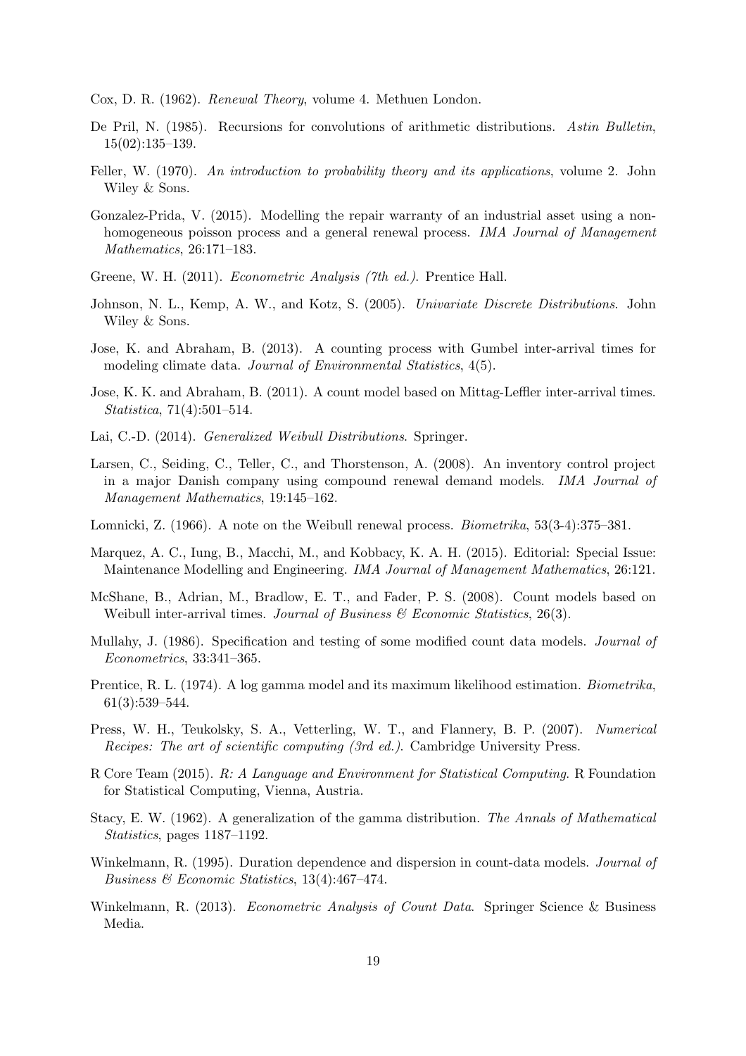Cox, D. R. (1962). *Renewal Theory*, volume 4. Methuen London.

De Pril, N. (1985). Recursions for convolutions of arithmetic distributions. *Astin Bulletin*, 15(02):135–139.

Feller, W. (1970). *An introduction to probability theory and its applications*, volume 2. John Wiley & Sons.

Gonzalez-Prida, V. (2015). Modelling the repair warranty of an industrial asset using a non-homogeneous poisson process and a general renewal process. *IMA Journal of Management Mathematics*, 26:171–183.

Greene, W. H. (2011). *Econometric Analysis (7th ed.)*. Prentice Hall.

Johnson, N. L., Kemp, A. W., and Kotz, S. (2005). *Univariate Discrete Distributions*. John Wiley & Sons.

Jose, K. and Abraham, B. (2013). A counting process with Gumbel inter-arrival times for modeling climate data. *Journal of Environmental Statistics*, 4(5).

Jose, K. K. and Abraham, B. (2011). A count model based on Mittag-Leffler inter-arrival times. *Statistica*, 71(4):501–514.

Lai, C.-D. (2014). *Generalized Weibull Distributions*. Springer.

Larsen, C., Seiding, C., Teller, C., and Thorstenson, A. (2008). An inventory control project in a major Danish company using compound renewal demand models. *IMA Journal of Management Mathematics*, 19:145–162.

Lomnicki, Z. (1966). A note on the Weibull renewal process. *Biometrika*, 53(3-4):375–381.

Marquez, A. C., Iung, B., Macchi, M., and Kobbacy, K. A. H. (2015). Editorial: Special Issue: Maintenance Modelling and Engineering. *IMA Journal of Management Mathematics*, 26:121.

McShane, B., Adrian, M., Bradlow, E. T., and Fader, P. S. (2008). Count models based on Weibull inter-arrival times. *Journal of Business & Economic Statistics*, 26(3).

Mullahy, J. (1986). Specification and testing of some modified count data models. *Journal of Econometrics*, 33:341–365.

Prentice, R. L. (1974). A log gamma model and its maximum likelihood estimation. *Biometrika*, 61(3):539–544.

Press, W. H., Teukolsky, S. A., Vetterling, W. T., and Flannery, B. P. (2007). *Numerical Recipes: The art of scientific computing (3rd ed.)*. Cambridge University Press.

R Core Team (2015). *R: A Language and Environment for Statistical Computing*. R Foundation for Statistical Computing, Vienna, Austria.

Stacy, E. W. (1962). A generalization of the gamma distribution. *The Annals of Mathematical Statistics*, pages 1187–1192.

Winkelmann, R. (1995). Duration dependence and dispersion in count-data models. *Journal of Business & Economic Statistics*, 13(4):467–474.

Winkelmann, R. (2013). *Econometric Analysis of Count Data*. Springer Science & Business Media.